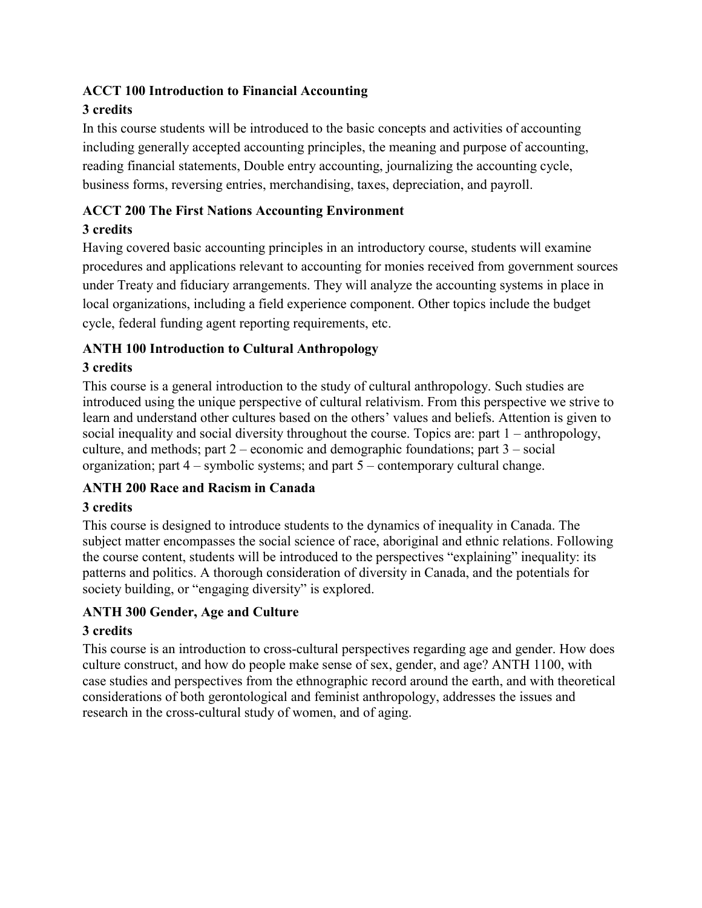**ACCT 100 Introduction to Financial Accounting**

**3 credits**

In this course students will be introduced to the basic concepts and activities of accounting including generally accepted accounting principles, the meaning and purpose of accounting, reading financial statements, Double entry accounting, journalizing the accounting cycle, business forms, reversing entries, merchandising, taxes, depreciation, and payroll.

**ACCT 200 The First Nations Accounting Environment**

**3 credits**

Having covered basic accounting principles in an introductory course, students will examine procedures and applications relevant to accounting for monies received from government sources under Treaty and fiduciary arrangements. They will analyze the accounting systems in place in local organizations, including a field experience component. Other topics include the budget cycle, federal funding agent reporting requirements, etc.

**ANTH 100 Introduction to Cultural Anthropology**

**3 credits**

This course is a general introduction to the study of cultural anthropology. Such studies are introduced using the unique perspective of cultural relativism. From this perspective we strive to learn and understand other cultures based on the others' values and beliefs. Attention is given to social inequality and social diversity throughout the course. Topics are: part 1 – anthropology, culture, and methods; part 2 – economic and demographic foundations; part 3 – social organization; part 4 – symbolic systems; and part 5 – contemporary cultural change.

**ANTH 200 Race and Racism in Canada**

**3 credits**

This course is designed to introduce students to the dynamics of inequality in Canada. The subject matter encompasses the social science of race, aboriginal and ethnic relations. Following the course content, students will be introduced to the perspectives "explaining" inequality: its patterns and politics. A thorough consideration of diversity in Canada, and the potentials for society building, or "engaging diversity" is explored.

**ANTH 300 Gender, Age and Culture**

**3 credits**

This course is an introduction to cross-cultural perspectives regarding age and gender. How does culture construct, and how do people make sense of sex, gender, and age? ANTH 1100, with case studies and perspectives from the ethnographic record around the earth, and with theoretical considerations of both gerontological and feminist anthropology, addresses the issues and research in the cross-cultural study of women, and of aging.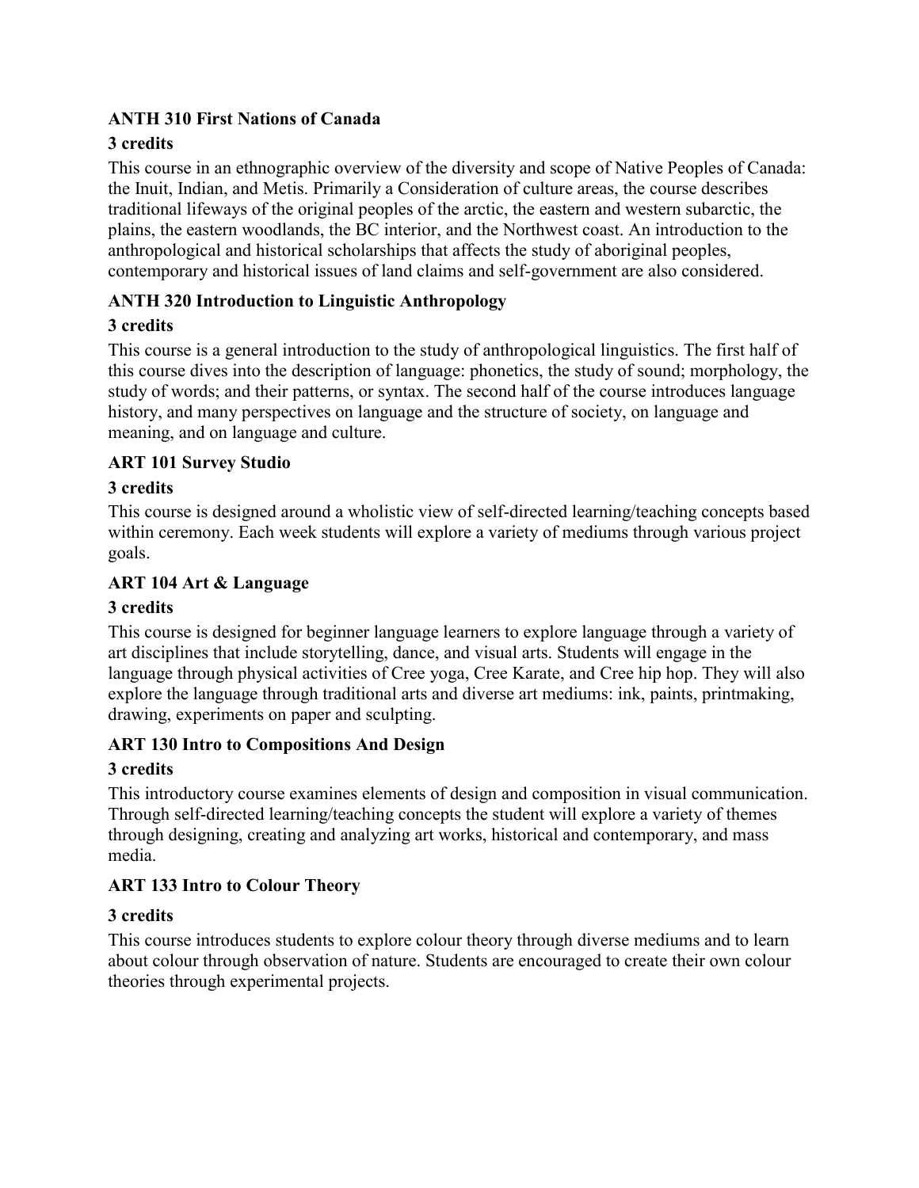**ANTH 310 First Nations of Canada**

**3 credits**

This course in an ethnographic overview of the diversity and scope of Native Peoples of Canada: the Inuit, Indian, and Metis. Primarily a Consideration of culture areas, the course describes traditional lifeways of the original peoples of the arctic, the eastern and western subarctic, the plains, the eastern woodlands, the BC interior, and the Northwest coast. An introduction to the anthropological and historical scholarships that affects the study of aboriginal peoples, contemporary and historical issues of land claims and self-government are also considered.

**ANTH 320 Introduction to Linguistic Anthropology**

**3 credits**

This course is a general introduction to the study of anthropological linguistics. The first half of this course dives into the description of language: phonetics, the study of sound; morphology, the study of words; and their patterns, or syntax. The second half of the course introduces language history, and many perspectives on language and the structure of society, on language and meaning, and on language and culture.

**ART 101 Survey Studio**

**3 credits**

This course is designed around a wholistic view of self-directed learning/teaching concepts based within ceremony. Each week students will explore a variety of mediums through various project goals.

**ART 104 Art & Language**

**3 credits**

This course is designed for beginner language learners to explore language through a variety of art disciplines that include storytelling, dance, and visual arts. Students will engage in the language through physical activities of Cree yoga, Cree Karate, and Cree hip hop. They will also explore the language through traditional arts and diverse art mediums: ink, paints, printmaking, drawing, experiments on paper and sculpting.

**ART 130 Intro to Compositions And Design**

**3 credits**

This introductory course examines elements of design and composition in visual communication. Through self-directed learning/teaching concepts the student will explore a variety of themes through designing, creating and analyzing art works, historical and contemporary, and mass media.

**ART 133 Intro to Colour Theory**

**3 credits**

This course introduces students to explore colour theory through diverse mediums and to learn about colour through observation of nature. Students are encouraged to create their own colour theories through experimental projects.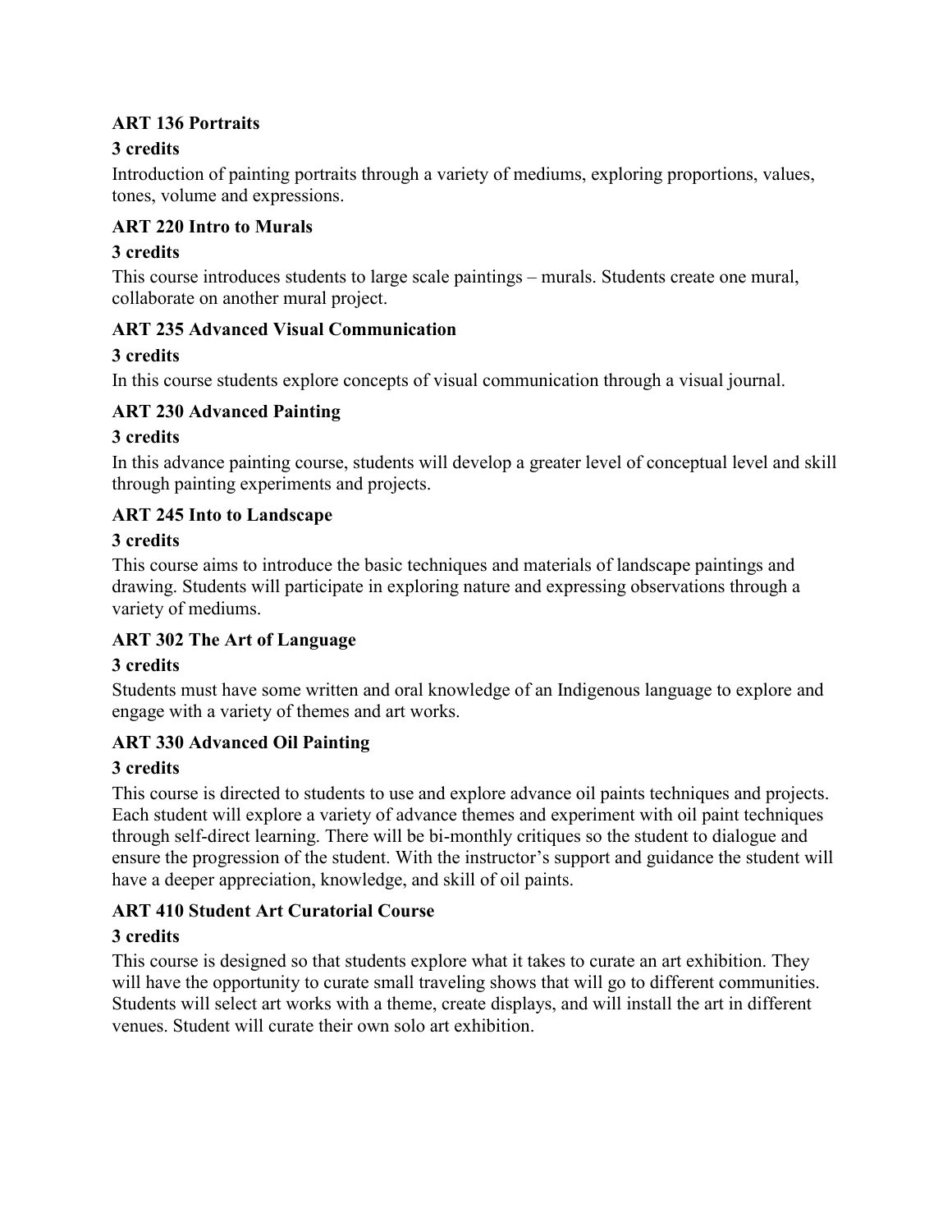**ART 136 Portraits**

**3 credits**

Introduction of painting portraits through a variety of mediums, exploring proportions, values, tones, volume and expressions.

**ART 220 Intro to Murals**

**3 credits**

This course introduces students to large scale paintings – murals. Students create one mural, collaborate on another mural project.

**ART 235 Advanced Visual Communication**

**3 credits**

In this course students explore concepts of visual communication through a visual journal.

**ART 230 Advanced Painting**

**3 credits**

In this advance painting course, students will develop a greater level of conceptual level and skill through painting experiments and projects.

**ART 245 Into to Landscape**

**3 credits**

This course aims to introduce the basic techniques and materials of landscape paintings and drawing. Students will participate in exploring nature and expressing observations through a variety of mediums.

**ART 302 The Art of Language**

**3 credits**

Students must have some written and oral knowledge of an Indigenous language to explore and engage with a variety of themes and art works.

**ART 330 Advanced Oil Painting**

**3 credits**

This course is directed to students to use and explore advance oil paints techniques and projects. Each student will explore a variety of advance themes and experiment with oil paint techniques through self-direct learning. There will be bi-monthly critiques so the student to dialogue and ensure the progression of the student. With the instructor's support and guidance the student will have a deeper appreciation, knowledge, and skill of oil paints.

**ART 410 Student Art Curatorial Course**

**3 credits**

This course is designed so that students explore what it takes to curate an art exhibition. They will have the opportunity to curate small traveling shows that will go to different communities. Students will select art works with a theme, create displays, and will install the art in different venues. Student will curate their own solo art exhibition.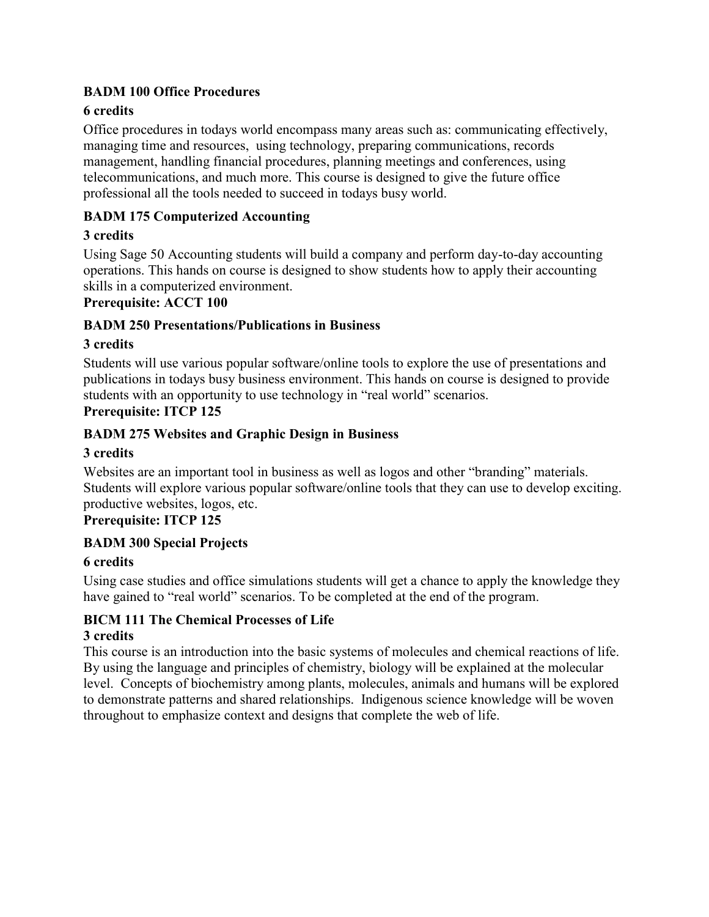**BADM 100 Office Procedures**

**6 credits**

Office procedures in todays world encompass many areas such as: communicating effectively, managing time and resources, using technology, preparing communications, records management, handling financial procedures, planning meetings and conferences, using telecommunications, and much more. This course is designed to give the future office professional all the tools needed to succeed in todays busy world.

**BADM 175 Computerized Accounting**

**3 credits**

Using Sage 50 Accounting students will build a company and perform day-to-day accounting operations. This hands on course is designed to show students how to apply their accounting skills in a computerized environment.

**Prerequisite: ACCT 100**

**BADM 250 Presentations/Publications in Business**

**3 credits**

Students will use various popular software/online tools to explore the use of presentations and publications in todays busy business environment. This hands on course is designed to provide students with an opportunity to use technology in "real world" scenarios.

**Prerequisite: ITCP 125**

**BADM 275 Websites and Graphic Design in Business**

**3 credits**

Websites are an important tool in business as well as logos and other "branding" materials. Students will explore various popular software/online tools that they can use to develop exciting. productive websites, logos, etc.

**Prerequisite: ITCP 125**

**BADM 300 Special Projects**

**6 credits**

Using case studies and office simulations students will get a chance to apply the knowledge they have gained to "real world" scenarios. To be completed at the end of the program.

**BICM 111 The Chemical Processes of Life**

**3 credits**

This course is an introduction into the basic systems of molecules and chemical reactions of life. By using the language and principles of chemistry, biology will be explained at the molecular level. Concepts of biochemistry among plants, molecules, animals and humans will be explored to demonstrate patterns and shared relationships. Indigenous science knowledge will be woven throughout to emphasize context and designs that complete the web of life.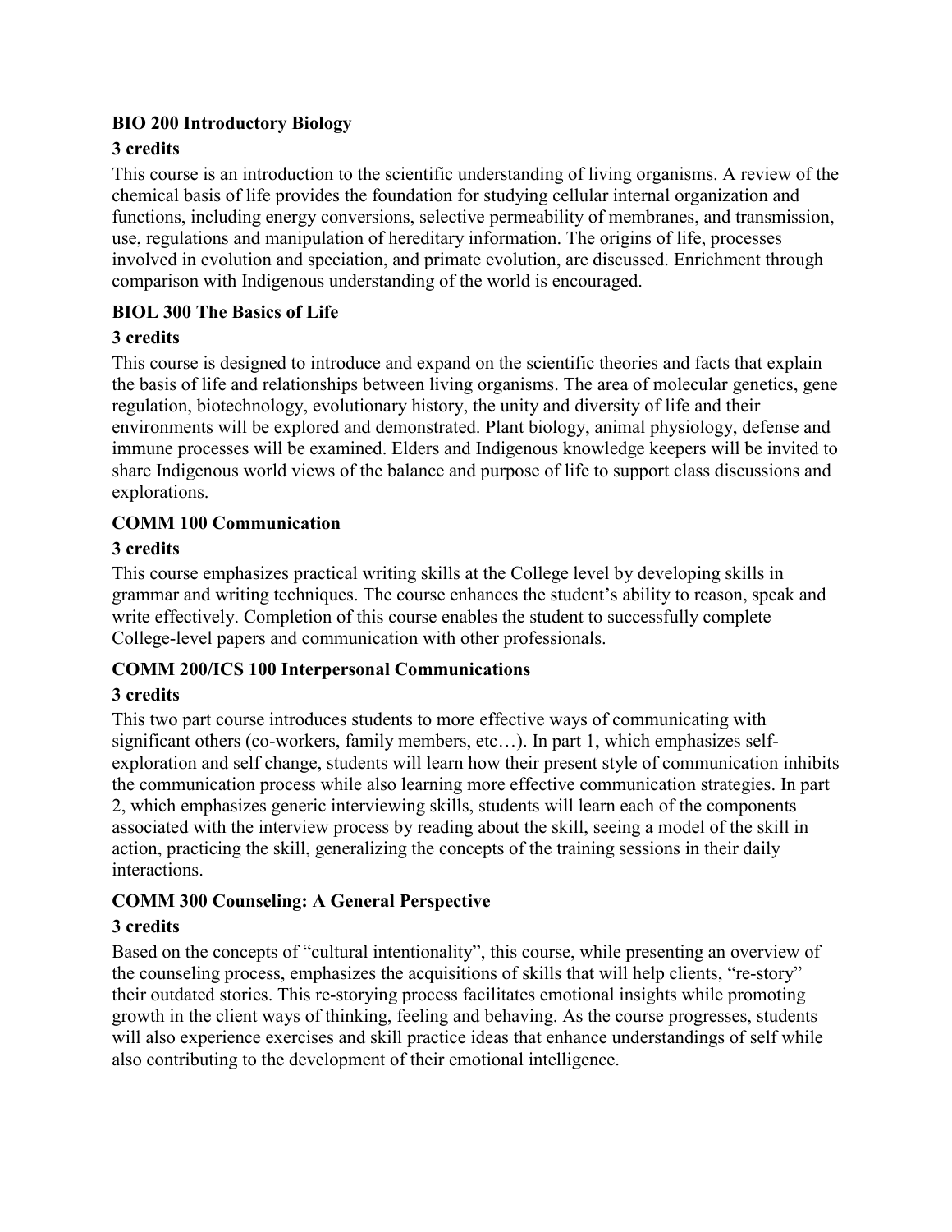**BIO 200 Introductory Biology**

**3 credits**

This course is an introduction to the scientific understanding of living organisms. A review of the chemical basis of life provides the foundation for studying cellular internal organization and functions, including energy conversions, selective permeability of membranes, and transmission, use, regulations and manipulation of hereditary information. The origins of life, processes involved in evolution and speciation, and primate evolution, are discussed. Enrichment through comparison with Indigenous understanding of the world is encouraged.

**BIOL 300 The Basics of Life**

**3 credits**

This course is designed to introduce and expand on the scientific theories and facts that explain the basis of life and relationships between living organisms. The area of molecular genetics, gene regulation, biotechnology, evolutionary history, the unity and diversity of life and their environments will be explored and demonstrated. Plant biology, animal physiology, defense and immune processes will be examined. Elders and Indigenous knowledge keepers will be invited to share Indigenous world views of the balance and purpose of life to support class discussions and explorations.

**COMM 100 Communication**

**3 credits**

This course emphasizes practical writing skills at the College level by developing skills in grammar and writing techniques. The course enhances the student's ability to reason, speak and write effectively. Completion of this course enables the student to successfully complete College-level papers and communication with other professionals.

**COMM 200/ICS 100 Interpersonal Communications**

**3 credits**

This two part course introduces students to more effective ways of communicating with significant others (co-workers, family members, etc…). In part 1, which emphasizes self-exploration and self change, students will learn how their present style of communication inhibits the communication process while also learning more effective communication strategies. In part 2, which emphasizes generic interviewing skills, students will learn each of the components associated with the interview process by reading about the skill, seeing a model of the skill in action, practicing the skill, generalizing the concepts of the training sessions in their daily interactions.

**COMM 300 Counseling: A General Perspective**

**3 credits**

Based on the concepts of "cultural intentionality", this course, while presenting an overview of the counseling process, emphasizes the acquisitions of skills that will help clients, "re-story" their outdated stories. This re-storying process facilitates emotional insights while promoting growth in the client ways of thinking, feeling and behaving. As the course progresses, students will also experience exercises and skill practice ideas that enhance understandings of self while also contributing to the development of their emotional intelligence.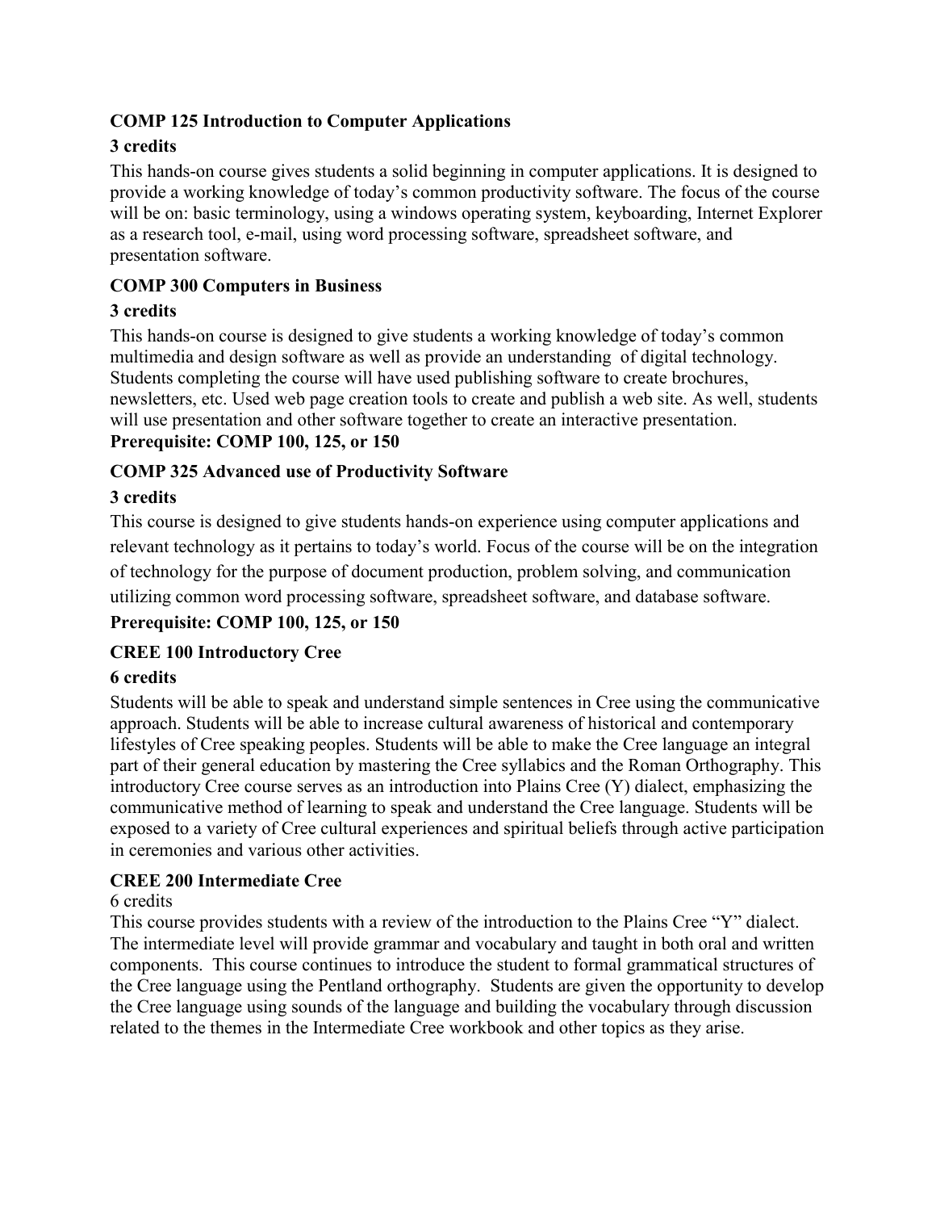**COMP 125 Introduction to Computer Applications**

**3 credits**

This hands-on course gives students a solid beginning in computer applications. It is designed to provide a working knowledge of today's common productivity software. The focus of the course will be on: basic terminology, using a windows operating system, keyboarding, Internet Explorer as a research tool, e-mail, using word processing software, spreadsheet software, and presentation software.

**COMP 300 Computers in Business**

**3 credits**

This hands-on course is designed to give students a working knowledge of today's common multimedia and design software as well as provide an understanding of digital technology. Students completing the course will have used publishing software to create brochures, newsletters, etc. Used web page creation tools to create and publish a web site. As well, students will use presentation and other software together to create an interactive presentation.

**Prerequisite: COMP 100, 125, or 150**

**COMP 325 Advanced use of Productivity Software**

**3 credits**

This course is designed to give students hands-on experience using computer applications and relevant technology as it pertains to today's world. Focus of the course will be on the integration of technology for the purpose of document production, problem solving, and communication utilizing common word processing software, spreadsheet software, and database software.

**Prerequisite: COMP 100, 125, or 150**

**CREE 100 Introductory Cree**

**6 credits**

Students will be able to speak and understand simple sentences in Cree using the communicative approach. Students will be able to increase cultural awareness of historical and contemporary lifestyles of Cree speaking peoples. Students will be able to make the Cree language an integral part of their general education by mastering the Cree syllabics and the Roman Orthography. This introductory Cree course serves as an introduction into Plains Cree (Y) dialect, emphasizing the communicative method of learning to speak and understand the Cree language. Students will be exposed to a variety of Cree cultural experiences and spiritual beliefs through active participation in ceremonies and various other activities.

**CREE 200 Intermediate Cree**

6 credits

This course provides students with a review of the introduction to the Plains Cree "Y" dialect. The intermediate level will provide grammar and vocabulary and taught in both oral and written components. This course continues to introduce the student to formal grammatical structures of the Cree language using the Pentland orthography. Students are given the opportunity to develop the Cree language using sounds of the language and building the vocabulary through discussion related to the themes in the Intermediate Cree workbook and other topics as they arise.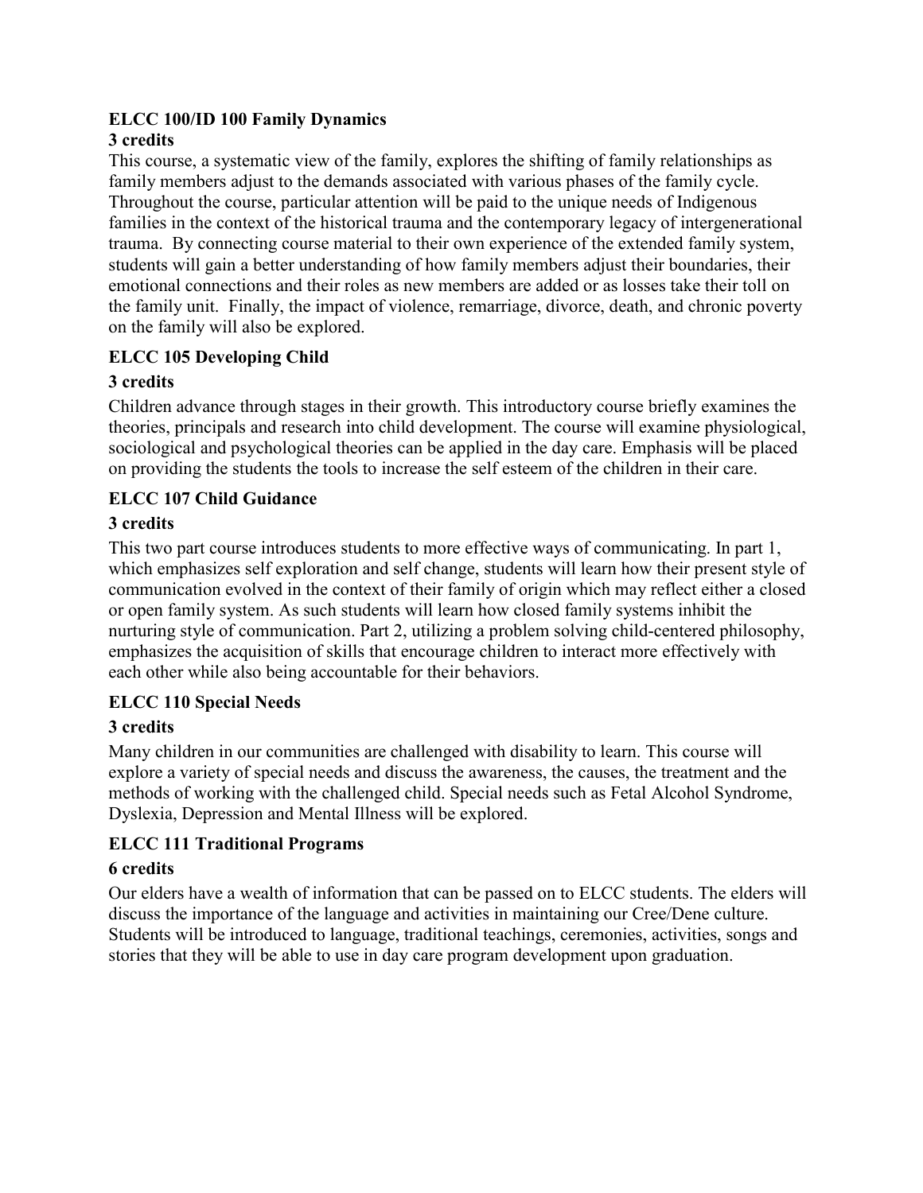**ELCC 100/ID 100 Family Dynamics**
**3 credits**

This course, a systematic view of the family, explores the shifting of family relationships as family members adjust to the demands associated with various phases of the family cycle. Throughout the course, particular attention will be paid to the unique needs of Indigenous families in the context of the historical trauma and the contemporary legacy of intergenerational trauma. By connecting course material to their own experience of the extended family system, students will gain a better understanding of how family members adjust their boundaries, their emotional connections and their roles as new members are added or as losses take their toll on the family unit. Finally, the impact of violence, remarriage, divorce, death, and chronic poverty on the family will also be explored.

**ELCC 105 Developing Child**

**3 credits**

Children advance through stages in their growth. This introductory course briefly examines the theories, principals and research into child development. The course will examine physiological, sociological and psychological theories can be applied in the day care. Emphasis will be placed on providing the students the tools to increase the self esteem of the children in their care.

**ELCC 107 Child Guidance**

**3 credits**

This two part course introduces students to more effective ways of communicating. In part 1, which emphasizes self exploration and self change, students will learn how their present style of communication evolved in the context of their family of origin which may reflect either a closed or open family system. As such students will learn how closed family systems inhibit the nurturing style of communication. Part 2, utilizing a problem solving child-centered philosophy, emphasizes the acquisition of skills that encourage children to interact more effectively with each other while also being accountable for their behaviors.

**ELCC 110 Special Needs**

**3 credits**

Many children in our communities are challenged with disability to learn. This course will explore a variety of special needs and discuss the awareness, the causes, the treatment and the methods of working with the challenged child. Special needs such as Fetal Alcohol Syndrome, Dyslexia, Depression and Mental Illness will be explored.

**ELCC 111 Traditional Programs**

**6 credits**

Our elders have a wealth of information that can be passed on to ELCC students. The elders will discuss the importance of the language and activities in maintaining our Cree/Dene culture. Students will be introduced to language, traditional teachings, ceremonies, activities, songs and stories that they will be able to use in day care program development upon graduation.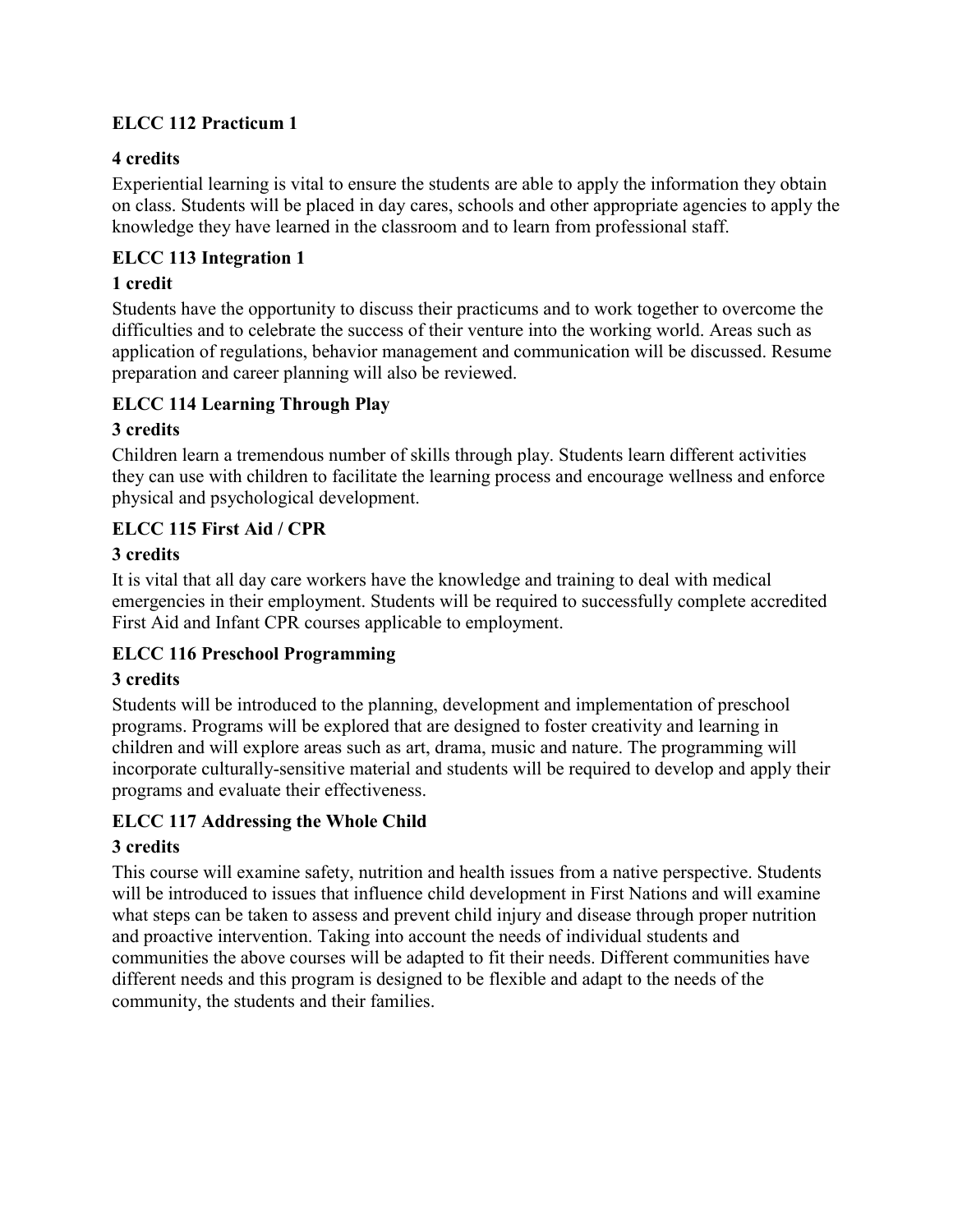**ELCC 112 Practicum 1**

**4 credits**

Experiential learning is vital to ensure the students are able to apply the information they obtain on class. Students will be placed in day cares, schools and other appropriate agencies to apply the knowledge they have learned in the classroom and to learn from professional staff.

**ELCC 113 Integration 1**

**1 credit**

Students have the opportunity to discuss their practicums and to work together to overcome the difficulties and to celebrate the success of their venture into the working world. Areas such as application of regulations, behavior management and communication will be discussed. Resume preparation and career planning will also be reviewed.

**ELCC 114 Learning Through Play**

**3 credits**

Children learn a tremendous number of skills through play. Students learn different activities they can use with children to facilitate the learning process and encourage wellness and enforce physical and psychological development.

**ELCC 115 First Aid / CPR**

**3 credits**

It is vital that all day care workers have the knowledge and training to deal with medical emergencies in their employment. Students will be required to successfully complete accredited First Aid and Infant CPR courses applicable to employment.

**ELCC 116 Preschool Programming**

**3 credits**

Students will be introduced to the planning, development and implementation of preschool programs. Programs will be explored that are designed to foster creativity and learning in children and will explore areas such as art, drama, music and nature. The programming will incorporate culturally-sensitive material and students will be required to develop and apply their programs and evaluate their effectiveness.

**ELCC 117 Addressing the Whole Child**

**3 credits**

This course will examine safety, nutrition and health issues from a native perspective. Students will be introduced to issues that influence child development in First Nations and will examine what steps can be taken to assess and prevent child injury and disease through proper nutrition and proactive intervention. Taking into account the needs of individual students and communities the above courses will be adapted to fit their needs. Different communities have different needs and this program is designed to be flexible and adapt to the needs of the community, the students and their families.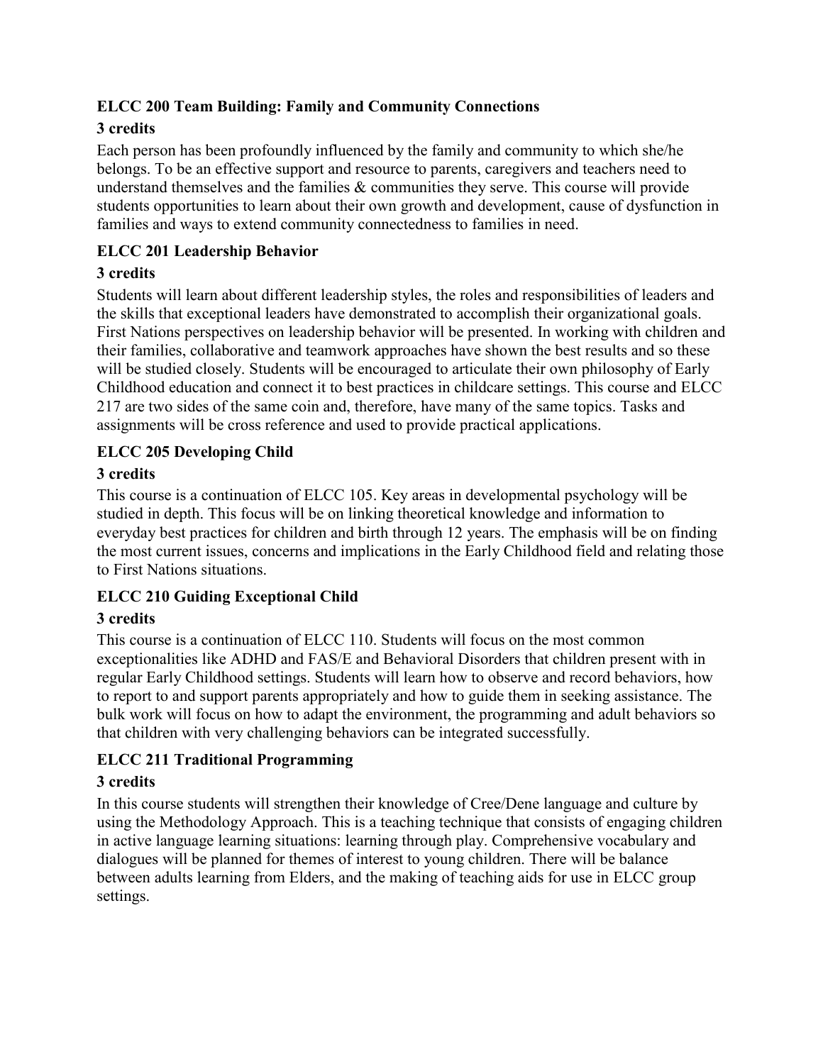**ELCC 200 Team Building: Family and Community Connections**

**3 credits**

Each person has been profoundly influenced by the family and community to which she/he belongs. To be an effective support and resource to parents, caregivers and teachers need to understand themselves and the families & communities they serve. This course will provide students opportunities to learn about their own growth and development, cause of dysfunction in families and ways to extend community connectedness to families in need.

**ELCC 201 Leadership Behavior**

**3 credits**

Students will learn about different leadership styles, the roles and responsibilities of leaders and the skills that exceptional leaders have demonstrated to accomplish their organizational goals. First Nations perspectives on leadership behavior will be presented. In working with children and their families, collaborative and teamwork approaches have shown the best results and so these will be studied closely. Students will be encouraged to articulate their own philosophy of Early Childhood education and connect it to best practices in childcare settings. This course and ELCC 217 are two sides of the same coin and, therefore, have many of the same topics. Tasks and assignments will be cross reference and used to provide practical applications.

**ELCC 205 Developing Child**

**3 credits**

This course is a continuation of ELCC 105. Key areas in developmental psychology will be studied in depth. This focus will be on linking theoretical knowledge and information to everyday best practices for children and birth through 12 years. The emphasis will be on finding the most current issues, concerns and implications in the Early Childhood field and relating those to First Nations situations.

**ELCC 210 Guiding Exceptional Child**

**3 credits**

This course is a continuation of ELCC 110. Students will focus on the most common exceptionalities like ADHD and FAS/E and Behavioral Disorders that children present with in regular Early Childhood settings. Students will learn how to observe and record behaviors, how to report to and support parents appropriately and how to guide them in seeking assistance. The bulk work will focus on how to adapt the environment, the programming and adult behaviors so that children with very challenging behaviors can be integrated successfully.

**ELCC 211 Traditional Programming**

**3 credits**

In this course students will strengthen their knowledge of Cree/Dene language and culture by using the Methodology Approach. This is a teaching technique that consists of engaging children in active language learning situations: learning through play. Comprehensive vocabulary and dialogues will be planned for themes of interest to young children. There will be balance between adults learning from Elders, and the making of teaching aids for use in ELCC group settings.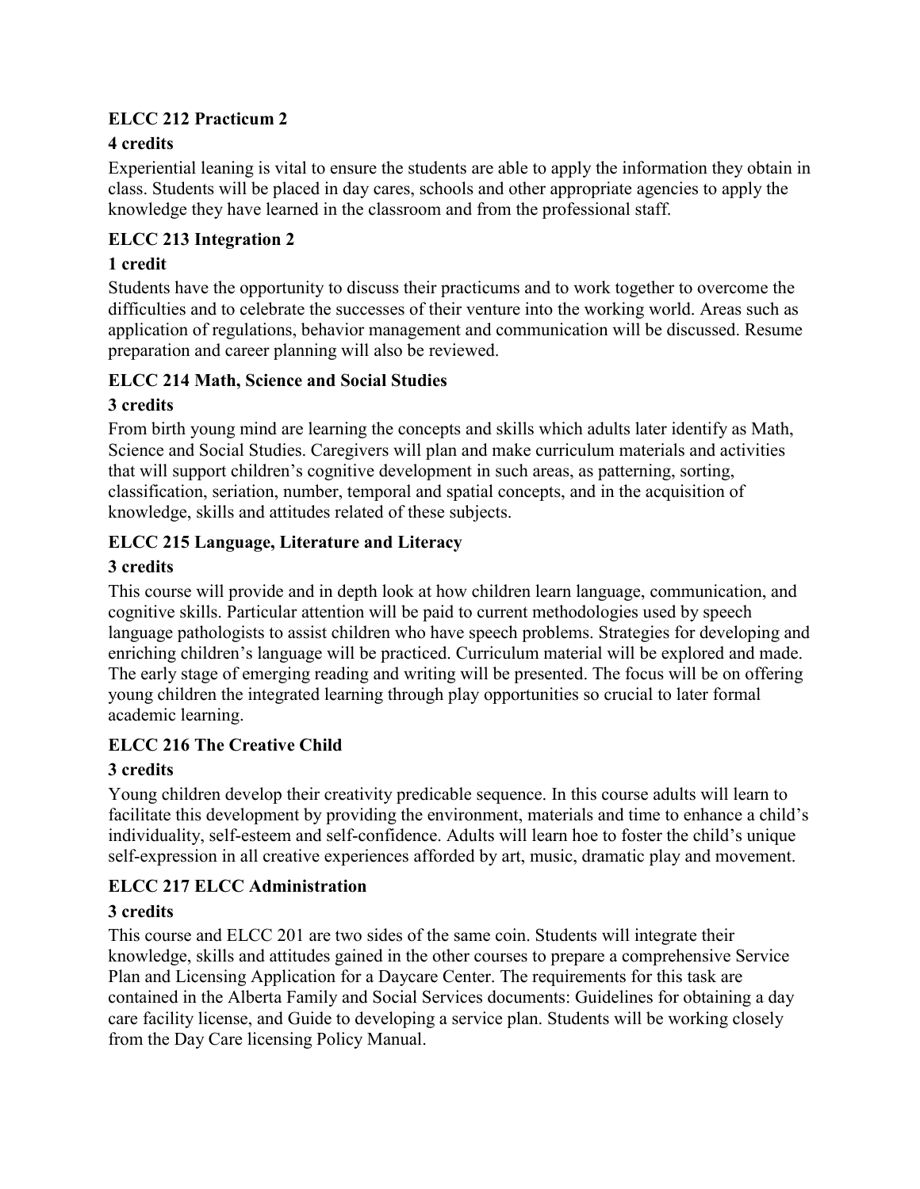**ELCC 212 Practicum 2**

**4 credits**

Experiential leaning is vital to ensure the students are able to apply the information they obtain in class. Students will be placed in day cares, schools and other appropriate agencies to apply the knowledge they have learned in the classroom and from the professional staff.

**ELCC 213 Integration 2**

**1 credit**

Students have the opportunity to discuss their practicums and to work together to overcome the difficulties and to celebrate the successes of their venture into the working world. Areas such as application of regulations, behavior management and communication will be discussed. Resume preparation and career planning will also be reviewed.

**ELCC 214 Math, Science and Social Studies**

**3 credits**

From birth young mind are learning the concepts and skills which adults later identify as Math, Science and Social Studies. Caregivers will plan and make curriculum materials and activities that will support children's cognitive development in such areas, as patterning, sorting, classification, seriation, number, temporal and spatial concepts, and in the acquisition of knowledge, skills and attitudes related of these subjects.

**ELCC 215 Language, Literature and Literacy**

**3 credits**

This course will provide and in depth look at how children learn language, communication, and cognitive skills. Particular attention will be paid to current methodologies used by speech language pathologists to assist children who have speech problems. Strategies for developing and enriching children's language will be practiced. Curriculum material will be explored and made. The early stage of emerging reading and writing will be presented. The focus will be on offering young children the integrated learning through play opportunities so crucial to later formal academic learning.

**ELCC 216 The Creative Child**

**3 credits**

Young children develop their creativity predicable sequence. In this course adults will learn to facilitate this development by providing the environment, materials and time to enhance a child's individuality, self-esteem and self-confidence. Adults will learn hoe to foster the child's unique self-expression in all creative experiences afforded by art, music, dramatic play and movement.

**ELCC 217 ELCC Administration**

**3 credits**

This course and ELCC 201 are two sides of the same coin. Students will integrate their knowledge, skills and attitudes gained in the other courses to prepare a comprehensive Service Plan and Licensing Application for a Daycare Center. The requirements for this task are contained in the Alberta Family and Social Services documents: Guidelines for obtaining a day care facility license, and Guide to developing a service plan. Students will be working closely from the Day Care licensing Policy Manual.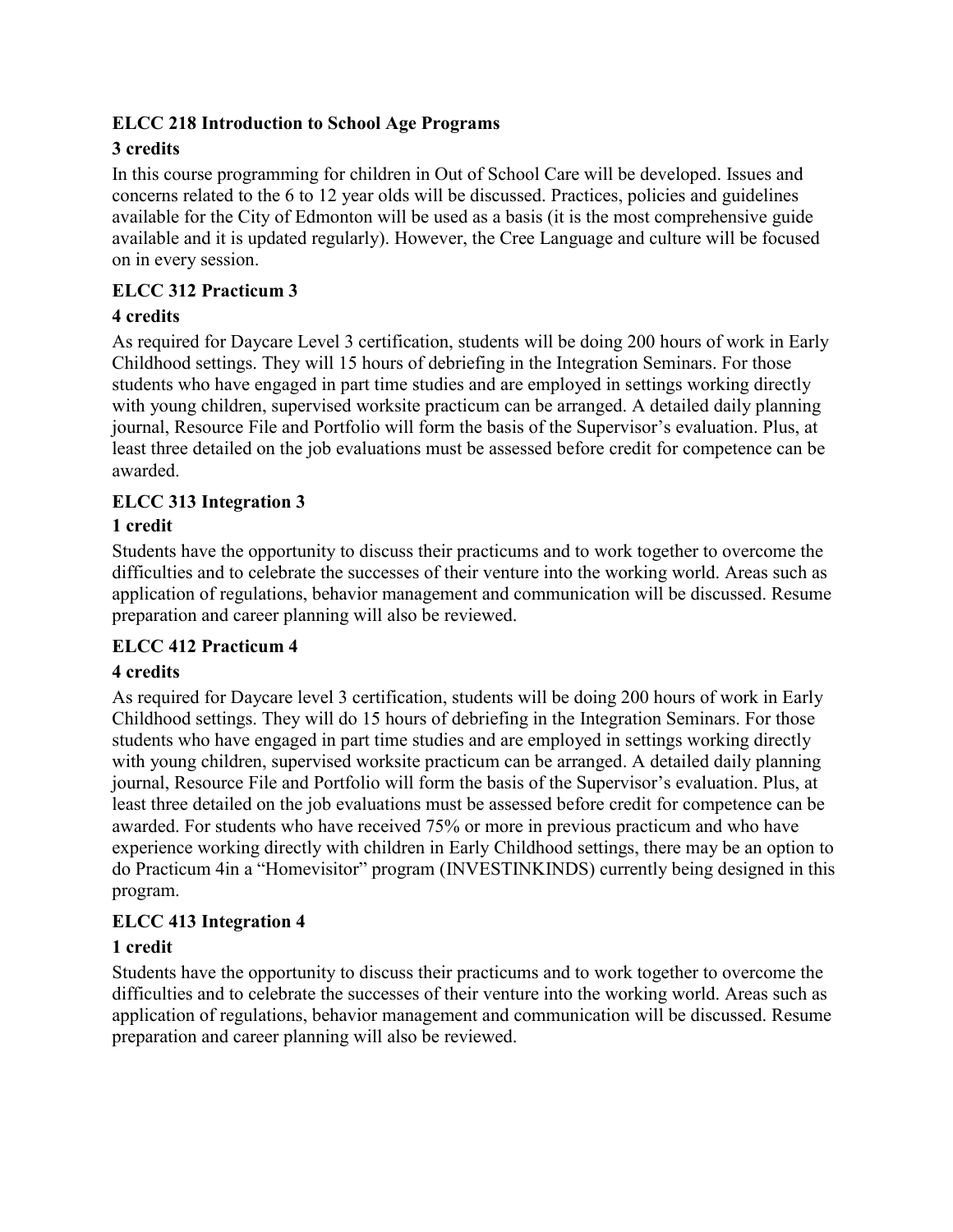**ELCC 218 Introduction to School Age Programs**

**3 credits**

In this course programming for children in Out of School Care will be developed. Issues and concerns related to the 6 to 12 year olds will be discussed. Practices, policies and guidelines available for the City of Edmonton will be used as a basis (it is the most comprehensive guide available and it is updated regularly). However, the Cree Language and culture will be focused on in every session.

**ELCC 312 Practicum 3**

**4 credits**

As required for Daycare Level 3 certification, students will be doing 200 hours of work in Early Childhood settings. They will 15 hours of debriefing in the Integration Seminars. For those students who have engaged in part time studies and are employed in settings working directly with young children, supervised worksite practicum can be arranged. A detailed daily planning journal, Resource File and Portfolio will form the basis of the Supervisor's evaluation. Plus, at least three detailed on the job evaluations must be assessed before credit for competence can be awarded.

**ELCC 313 Integration 3**

**1 credit**

Students have the opportunity to discuss their practicums and to work together to overcome the difficulties and to celebrate the successes of their venture into the working world. Areas such as application of regulations, behavior management and communication will be discussed. Resume preparation and career planning will also be reviewed.

**ELCC 412 Practicum 4**

**4 credits**

As required for Daycare level 3 certification, students will be doing 200 hours of work in Early Childhood settings. They will do 15 hours of debriefing in the Integration Seminars. For those students who have engaged in part time studies and are employed in settings working directly with young children, supervised worksite practicum can be arranged. A detailed daily planning journal, Resource File and Portfolio will form the basis of the Supervisor's evaluation. Plus, at least three detailed on the job evaluations must be assessed before credit for competence can be awarded. For students who have received 75% or more in previous practicum and who have experience working directly with children in Early Childhood settings, there may be an option to do Practicum 4in a "Homevisitor" program (INVESTINKINDS) currently being designed in this program.

**ELCC 413 Integration 4**

**1 credit**

Students have the opportunity to discuss their practicums and to work together to overcome the difficulties and to celebrate the successes of their venture into the working world. Areas such as application of regulations, behavior management and communication will be discussed. Resume preparation and career planning will also be reviewed.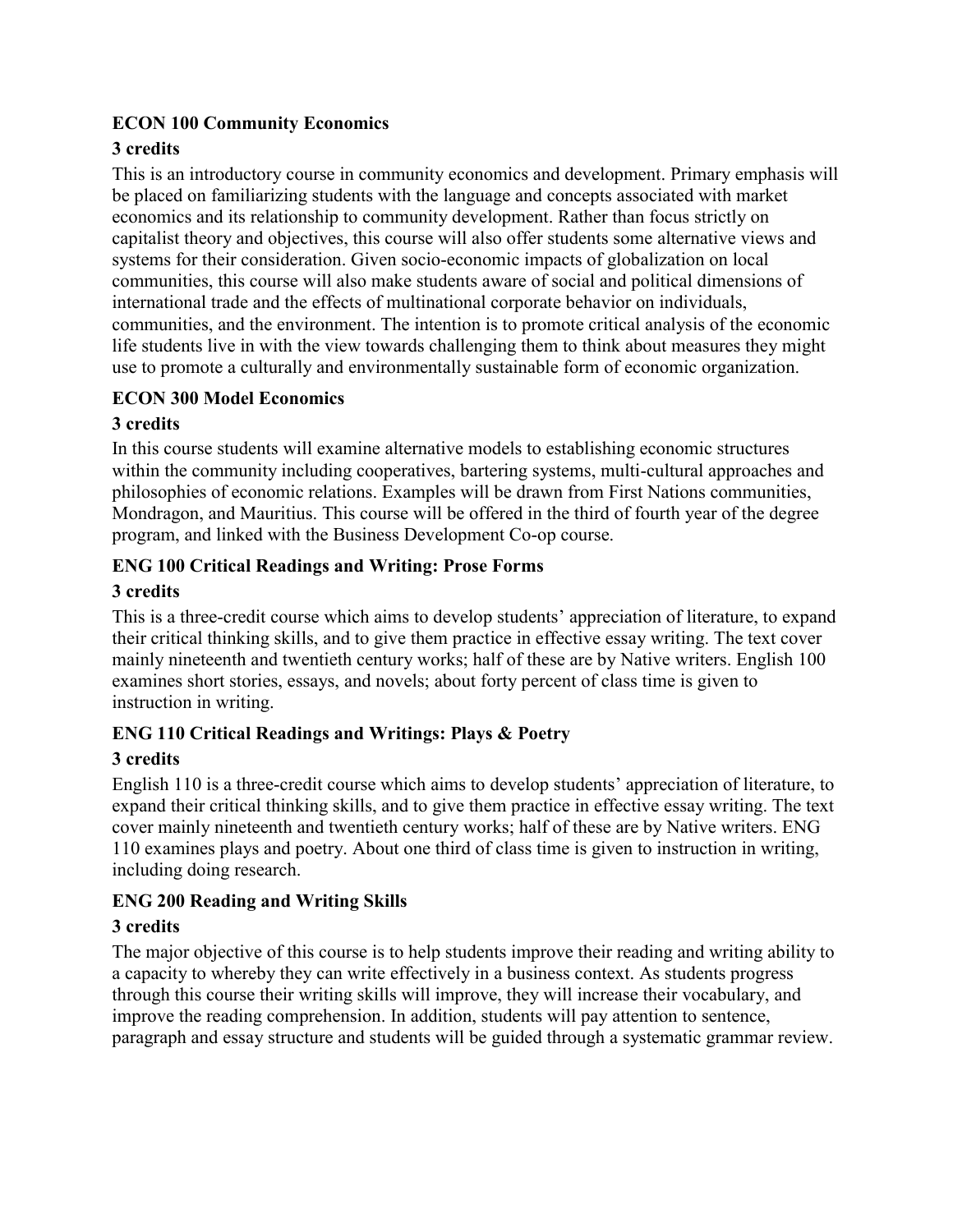**ECON 100 Community Economics**

**3 credits**

This is an introductory course in community economics and development. Primary emphasis will be placed on familiarizing students with the language and concepts associated with market economics and its relationship to community development. Rather than focus strictly on capitalist theory and objectives, this course will also offer students some alternative views and systems for their consideration. Given socio-economic impacts of globalization on local communities, this course will also make students aware of social and political dimensions of international trade and the effects of multinational corporate behavior on individuals, communities, and the environment. The intention is to promote critical analysis of the economic life students live in with the view towards challenging them to think about measures they might use to promote a culturally and environmentally sustainable form of economic organization.

**ECON 300 Model Economics**

**3 credits**

In this course students will examine alternative models to establishing economic structures within the community including cooperatives, bartering systems, multi-cultural approaches and philosophies of economic relations. Examples will be drawn from First Nations communities, Mondragon, and Mauritius. This course will be offered in the third of fourth year of the degree program, and linked with the Business Development Co-op course.

**ENG 100 Critical Readings and Writing: Prose Forms**

**3 credits**

This is a three-credit course which aims to develop students' appreciation of literature, to expand their critical thinking skills, and to give them practice in effective essay writing. The text cover mainly nineteenth and twentieth century works; half of these are by Native writers. English 100 examines short stories, essays, and novels; about forty percent of class time is given to instruction in writing.

**ENG 110 Critical Readings and Writings: Plays & Poetry**

**3 credits**

English 110 is a three-credit course which aims to develop students' appreciation of literature, to expand their critical thinking skills, and to give them practice in effective essay writing. The text cover mainly nineteenth and twentieth century works; half of these are by Native writers. ENG 110 examines plays and poetry. About one third of class time is given to instruction in writing, including doing research.

**ENG 200 Reading and Writing Skills**

**3 credits**

The major objective of this course is to help students improve their reading and writing ability to a capacity to whereby they can write effectively in a business context. As students progress through this course their writing skills will improve, they will increase their vocabulary, and improve the reading comprehension. In addition, students will pay attention to sentence, paragraph and essay structure and students will be guided through a systematic grammar review.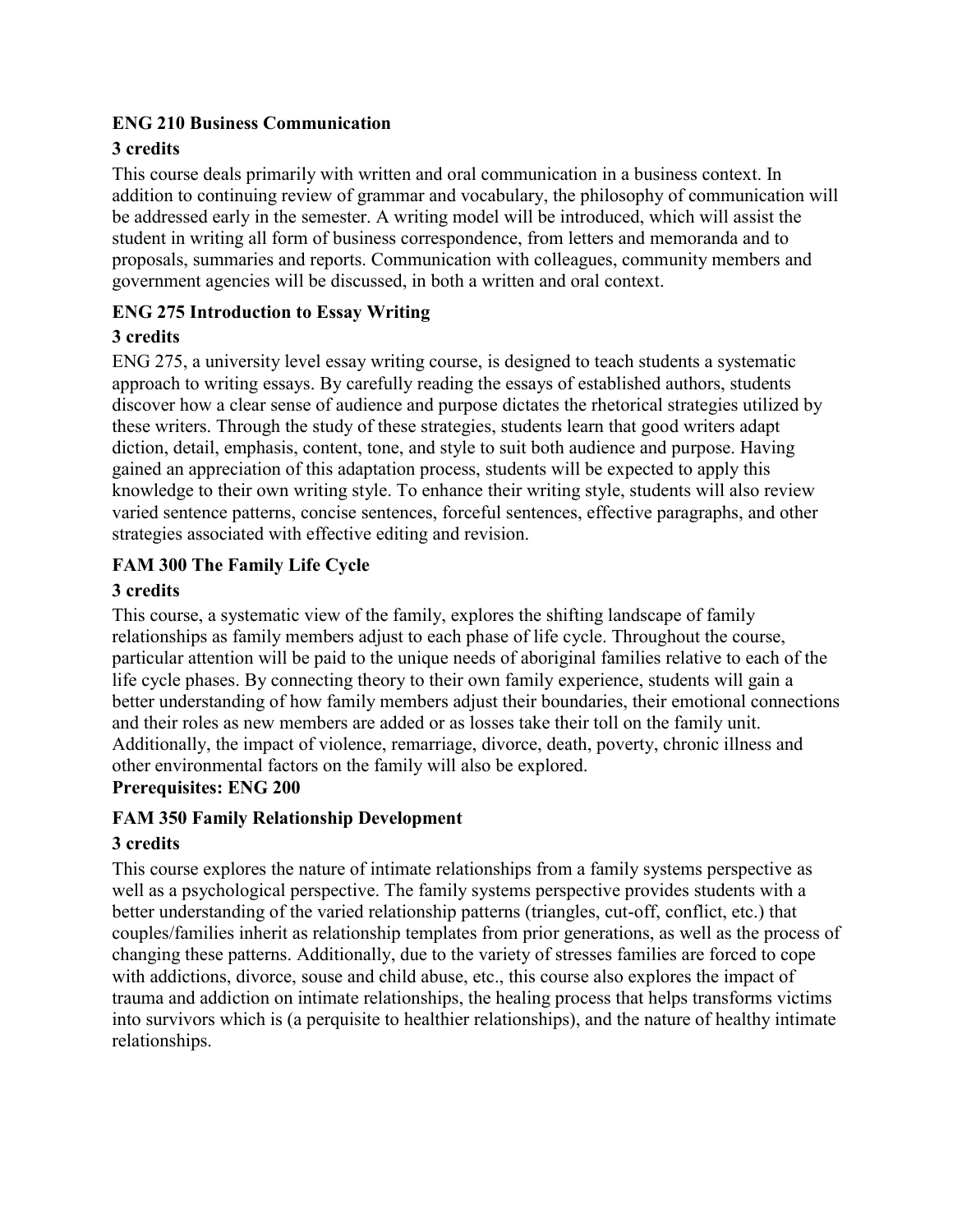**ENG 210 Business Communication**

**3 credits**

This course deals primarily with written and oral communication in a business context. In addition to continuing review of grammar and vocabulary, the philosophy of communication will be addressed early in the semester. A writing model will be introduced, which will assist the student in writing all form of business correspondence, from letters and memoranda and to proposals, summaries and reports. Communication with colleagues, community members and government agencies will be discussed, in both a written and oral context.

**ENG 275 Introduction to Essay Writing**

**3 credits**

ENG 275, a university level essay writing course, is designed to teach students a systematic approach to writing essays. By carefully reading the essays of established authors, students discover how a clear sense of audience and purpose dictates the rhetorical strategies utilized by these writers. Through the study of these strategies, students learn that good writers adapt diction, detail, emphasis, content, tone, and style to suit both audience and purpose. Having gained an appreciation of this adaptation process, students will be expected to apply this knowledge to their own writing style. To enhance their writing style, students will also review varied sentence patterns, concise sentences, forceful sentences, effective paragraphs, and other strategies associated with effective editing and revision.

**FAM 300 The Family Life Cycle**

**3 credits**

This course, a systematic view of the family, explores the shifting landscape of family relationships as family members adjust to each phase of life cycle. Throughout the course, particular attention will be paid to the unique needs of aboriginal families relative to each of the life cycle phases. By connecting theory to their own family experience, students will gain a better understanding of how family members adjust their boundaries, their emotional connections and their roles as new members are added or as losses take their toll on the family unit. Additionally, the impact of violence, remarriage, divorce, death, poverty, chronic illness and other environmental factors on the family will also be explored.

**Prerequisites: ENG 200**

**FAM 350 Family Relationship Development**

**3 credits**

This course explores the nature of intimate relationships from a family systems perspective as well as a psychological perspective. The family systems perspective provides students with a better understanding of the varied relationship patterns (triangles, cut-off, conflict, etc.) that couples/families inherit as relationship templates from prior generations, as well as the process of changing these patterns. Additionally, due to the variety of stresses families are forced to cope with addictions, divorce, souse and child abuse, etc., this course also explores the impact of trauma and addiction on intimate relationships, the healing process that helps transforms victims into survivors which is (a perquisite to healthier relationships), and the nature of healthy intimate relationships.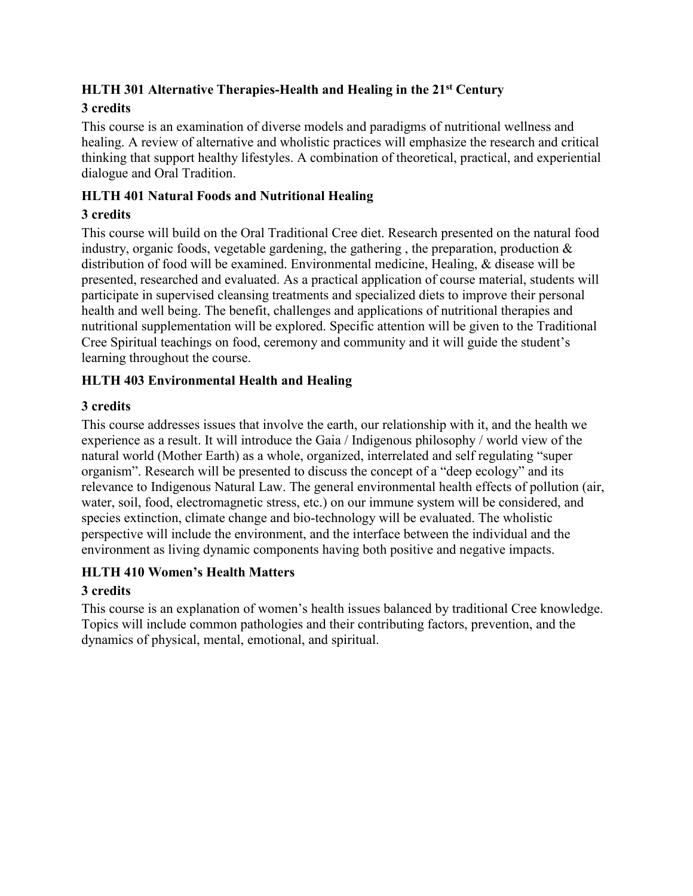### HLTH 301 Alternative Therapies-Health and Healing in the 21st Century

**3 credits**

This course is an examination of diverse models and paradigms of nutritional wellness and healing. A review of alternative and wholistic practices will emphasize the research and critical thinking that support healthy lifestyles. A combination of theoretical, practical, and experiential dialogue and Oral Tradition.

### HLTH 401 Natural Foods and Nutritional Healing

**3 credits**

This course will build on the Oral Traditional Cree diet. Research presented on the natural food industry, organic foods, vegetable gardening, the gathering , the preparation, production & distribution of food will be examined. Environmental medicine, Healing, & disease will be presented, researched and evaluated. As a practical application of course material, students will participate in supervised cleansing treatments and specialized diets to improve their personal health and well being. The benefit, challenges and applications of nutritional therapies and nutritional supplementation will be explored. Specific attention will be given to the Traditional Cree Spiritual teachings on food, ceremony and community and it will guide the student's learning throughout the course.

### HLTH 403 Environmental Health and Healing

**3 credits**

This course addresses issues that involve the earth, our relationship with it, and the health we experience as a result. It will introduce the Gaia / Indigenous philosophy / world view of the natural world (Mother Earth) as a whole, organized, interrelated and self regulating "super organism". Research will be presented to discuss the concept of a "deep ecology" and its relevance to Indigenous Natural Law. The general environmental health effects of pollution (air, water, soil, food, electromagnetic stress, etc.) on our immune system will be considered, and species extinction, climate change and bio-technology will be evaluated. The wholistic perspective will include the environment, and the interface between the individual and the environment as living dynamic components having both positive and negative impacts.

### HLTH 410 Women's Health Matters

**3 credits**

This course is an explanation of women's health issues balanced by traditional Cree knowledge. Topics will include common pathologies and their contributing factors, prevention, and the dynamics of physical, mental, emotional, and spiritual.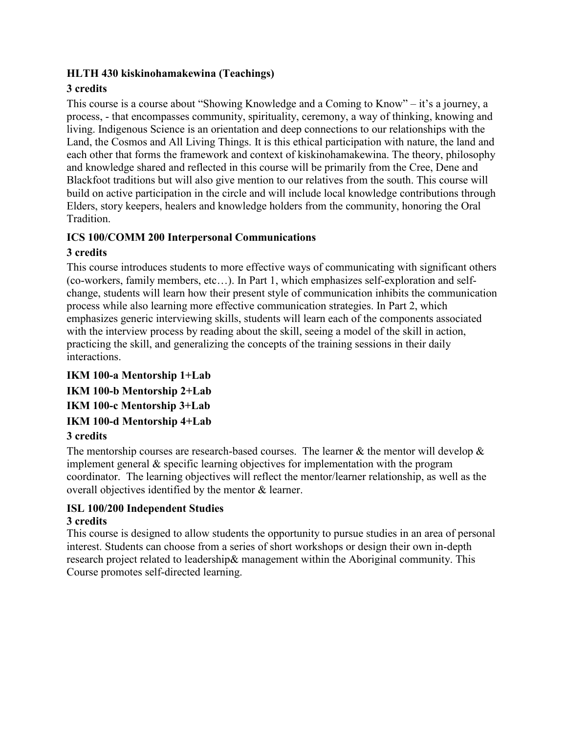**HLTH 430 kiskinohamakewina (Teachings)**

**3 credits**

This course is a course about "Showing Knowledge and a Coming to Know" – it's a journey, a process, - that encompasses community, spirituality, ceremony, a way of thinking, knowing and living. Indigenous Science is an orientation and deep connections to our relationships with the Land, the Cosmos and All Living Things. It is this ethical participation with nature, the land and each other that forms the framework and context of kiskinohamakewina. The theory, philosophy and knowledge shared and reflected in this course will be primarily from the Cree, Dene and Blackfoot traditions but will also give mention to our relatives from the south. This course will build on active participation in the circle and will include local knowledge contributions through Elders, story keepers, healers and knowledge holders from the community, honoring the Oral Tradition.

**ICS 100/COMM 200 Interpersonal Communications**

**3 credits**

This course introduces students to more effective ways of communicating with significant others (co-workers, family members, etc…). In Part 1, which emphasizes self-exploration and self-change, students will learn how their present style of communication inhibits the communication process while also learning more effective communication strategies. In Part 2, which emphasizes generic interviewing skills, students will learn each of the components associated with the interview process by reading about the skill, seeing a model of the skill in action, practicing the skill, and generalizing the concepts of the training sessions in their daily interactions.

**IKM 100-a Mentorship 1+Lab**

**IKM 100-b Mentorship 2+Lab**

**IKM 100-c Mentorship 3+Lab**

**IKM 100-d Mentorship 4+Lab**

**3 credits**

The mentorship courses are research-based courses. The learner & the mentor will develop & implement general & specific learning objectives for implementation with the program coordinator. The learning objectives will reflect the mentor/learner relationship, as well as the overall objectives identified by the mentor & learner.

**ISL 100/200 Independent Studies**

**3 credits**

This course is designed to allow students the opportunity to pursue studies in an area of personal interest. Students can choose from a series of short workshops or design their own in-depth research project related to leadership& management within the Aboriginal community. This Course promotes self-directed learning.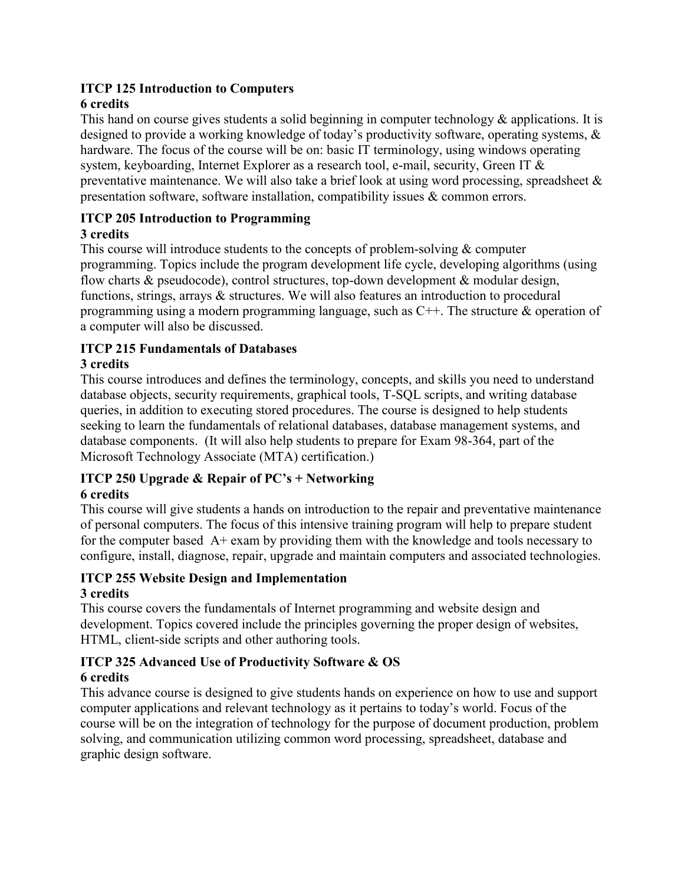**ITCP 125 Introduction to Computers**
**6 credits**

This hand on course gives students a solid beginning in computer technology & applications. It is designed to provide a working knowledge of today's productivity software, operating systems, & hardware. The focus of the course will be on: basic IT terminology, using windows operating system, keyboarding, Internet Explorer as a research tool, e-mail, security, Green IT & preventative maintenance. We will also take a brief look at using word processing, spreadsheet & presentation software, software installation, compatibility issues & common errors.

**ITCP 205 Introduction to Programming**
**3 credits**

This course will introduce students to the concepts of problem-solving & computer programming. Topics include the program development life cycle, developing algorithms (using flow charts & pseudocode), control structures, top-down development & modular design, functions, strings, arrays & structures. We will also features an introduction to procedural programming using a modern programming language, such as C++. The structure & operation of a computer will also be discussed.

**ITCP 215 Fundamentals of Databases**
**3 credits**

This course introduces and defines the terminology, concepts, and skills you need to understand database objects, security requirements, graphical tools, T-SQL scripts, and writing database queries, in addition to executing stored procedures. The course is designed to help students seeking to learn the fundamentals of relational databases, database management systems, and database components. (It will also help students to prepare for Exam 98-364, part of the Microsoft Technology Associate (MTA) certification.)

**ITCP 250 Upgrade & Repair of PC's + Networking**
**6 credits**

This course will give students a hands on introduction to the repair and preventative maintenance of personal computers. The focus of this intensive training program will help to prepare student for the computer based A+ exam by providing them with the knowledge and tools necessary to configure, install, diagnose, repair, upgrade and maintain computers and associated technologies.

**ITCP 255 Website Design and Implementation**
**3 credits**

This course covers the fundamentals of Internet programming and website design and development. Topics covered include the principles governing the proper design of websites, HTML, client-side scripts and other authoring tools.

**ITCP 325 Advanced Use of Productivity Software & OS**
**6 credits**

This advance course is designed to give students hands on experience on how to use and support computer applications and relevant technology as it pertains to today's world. Focus of the course will be on the integration of technology for the purpose of document production, problem solving, and communication utilizing common word processing, spreadsheet, database and graphic design software.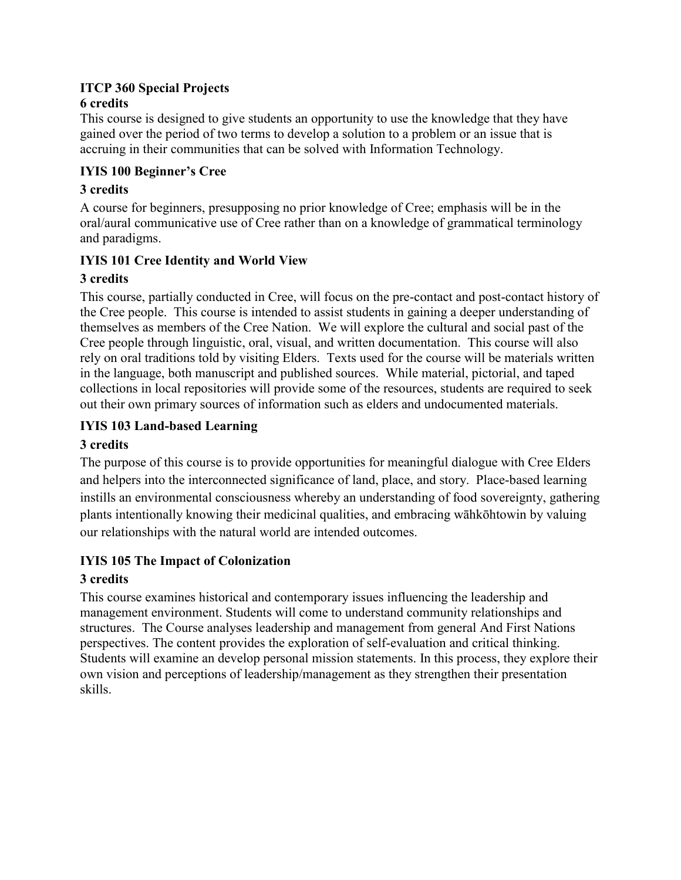**ITCP 360 Special Projects**
**6 credits**
This course is designed to give students an opportunity to use the knowledge that they have gained over the period of two terms to develop a solution to a problem or an issue that is accruing in their communities that can be solved with Information Technology.

**IYIS 100 Beginner's Cree**

**3 credits**

A course for beginners, presupposing no prior knowledge of Cree; emphasis will be in the oral/aural communicative use of Cree rather than on a knowledge of grammatical terminology and paradigms.

**IYIS 101 Cree Identity and World View**

**3 credits**

This course, partially conducted in Cree, will focus on the pre-contact and post-contact history of the Cree people. This course is intended to assist students in gaining a deeper understanding of themselves as members of the Cree Nation. We will explore the cultural and social past of the Cree people through linguistic, oral, visual, and written documentation. This course will also rely on oral traditions told by visiting Elders. Texts used for the course will be materials written in the language, both manuscript and published sources. While material, pictorial, and taped collections in local repositories will provide some of the resources, students are required to seek out their own primary sources of information such as elders and undocumented materials.

**IYIS 103 Land-based Learning**

**3 credits**

The purpose of this course is to provide opportunities for meaningful dialogue with Cree Elders and helpers into the interconnected significance of land, place, and story. Place-based learning instills an environmental consciousness whereby an understanding of food sovereignty, gathering plants intentionally knowing their medicinal qualities, and embracing wāhkōhtowin by valuing our relationships with the natural world are intended outcomes.

**IYIS 105 The Impact of Colonization**

**3 credits**

This course examines historical and contemporary issues influencing the leadership and management environment. Students will come to understand community relationships and structures. The Course analyses leadership and management from general And First Nations perspectives. The content provides the exploration of self-evaluation and critical thinking. Students will examine an develop personal mission statements. In this process, they explore their own vision and perceptions of leadership/management as they strengthen their presentation skills.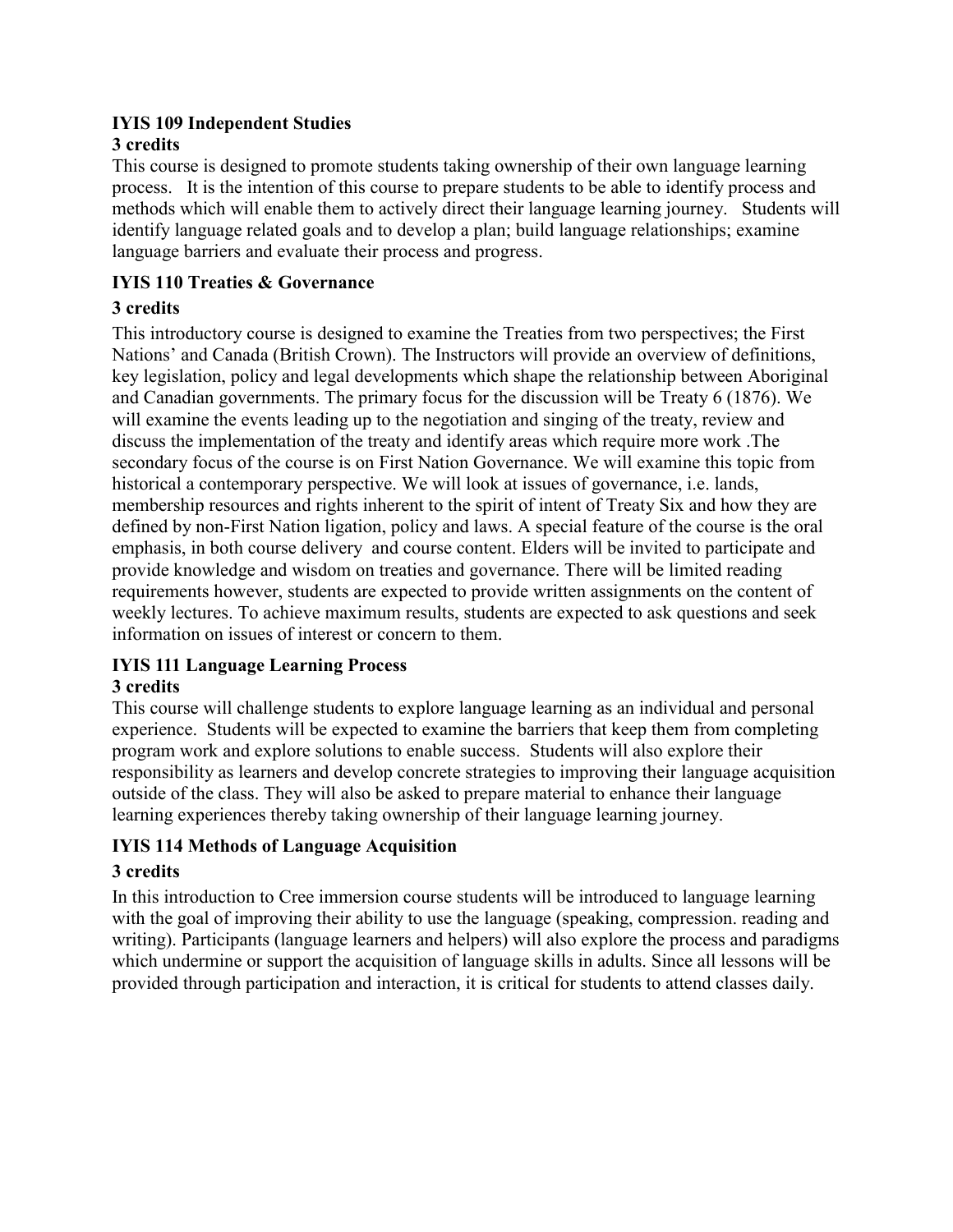**IYIS 109 Independent Studies**
**3 credits**

This course is designed to promote students taking ownership of their own language learning process. It is the intention of this course to prepare students to be able to identify process and methods which will enable them to actively direct their language learning journey. Students will identify language related goals and to develop a plan; build language relationships; examine language barriers and evaluate their process and progress.

**IYIS 110 Treaties & Governance**

**3 credits**

This introductory course is designed to examine the Treaties from two perspectives; the First Nations' and Canada (British Crown). The Instructors will provide an overview of definitions, key legislation, policy and legal developments which shape the relationship between Aboriginal and Canadian governments. The primary focus for the discussion will be Treaty 6 (1876). We will examine the events leading up to the negotiation and singing of the treaty, review and discuss the implementation of the treaty and identify areas which require more work .The secondary focus of the course is on First Nation Governance. We will examine this topic from historical a contemporary perspective. We will look at issues of governance, i.e. lands, membership resources and rights inherent to the spirit of intent of Treaty Six and how they are defined by non-First Nation ligation, policy and laws. A special feature of the course is the oral emphasis, in both course delivery and course content. Elders will be invited to participate and provide knowledge and wisdom on treaties and governance. There will be limited reading requirements however, students are expected to provide written assignments on the content of weekly lectures. To achieve maximum results, students are expected to ask questions and seek information on issues of interest or concern to them.

**IYIS 111 Language Learning Process**
**3 credits**

This course will challenge students to explore language learning as an individual and personal experience. Students will be expected to examine the barriers that keep them from completing program work and explore solutions to enable success. Students will also explore their responsibility as learners and develop concrete strategies to improving their language acquisition outside of the class. They will also be asked to prepare material to enhance their language learning experiences thereby taking ownership of their language learning journey.

**IYIS 114 Methods of Language Acquisition**

**3 credits**

In this introduction to Cree immersion course students will be introduced to language learning with the goal of improving their ability to use the language (speaking, compression. reading and writing). Participants (language learners and helpers) will also explore the process and paradigms which undermine or support the acquisition of language skills in adults. Since all lessons will be provided through participation and interaction, it is critical for students to attend classes daily.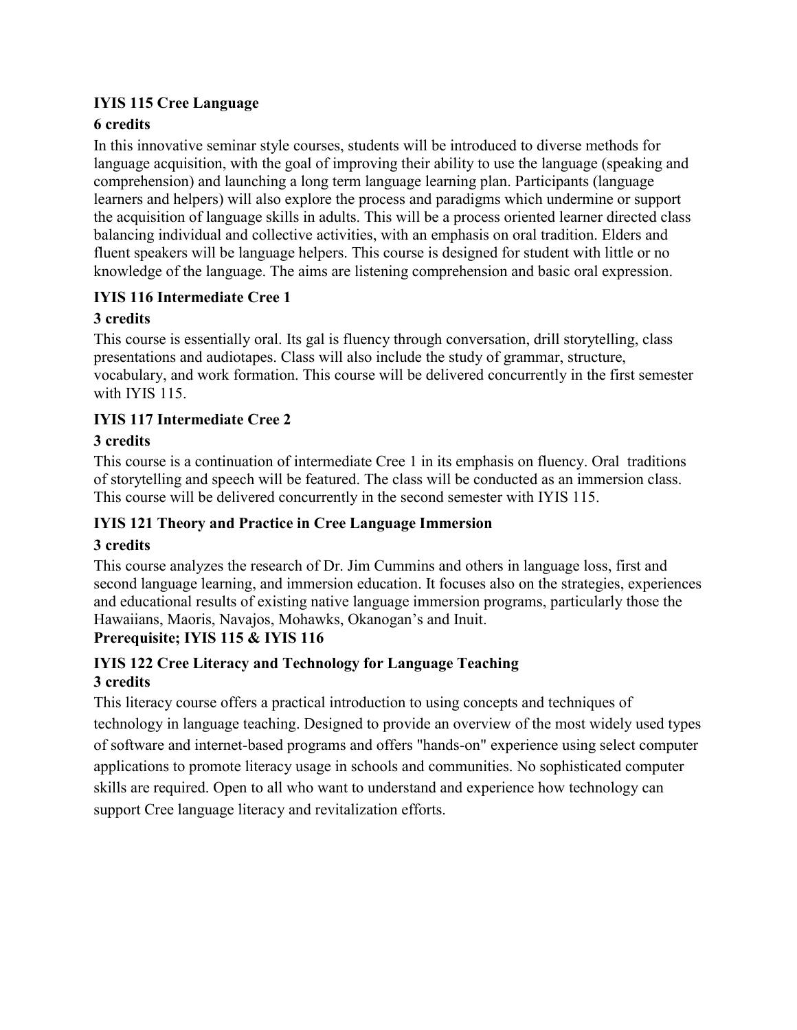**IYIS 115 Cree Language**

**6 credits**

In this innovative seminar style courses, students will be introduced to diverse methods for language acquisition, with the goal of improving their ability to use the language (speaking and comprehension) and launching a long term language learning plan. Participants (language learners and helpers) will also explore the process and paradigms which undermine or support the acquisition of language skills in adults. This will be a process oriented learner directed class balancing individual and collective activities, with an emphasis on oral tradition. Elders and fluent speakers will be language helpers. This course is designed for student with little or no knowledge of the language. The aims are listening comprehension and basic oral expression.

**IYIS 116 Intermediate Cree 1**

**3 credits**

This course is essentially oral. Its gal is fluency through conversation, drill storytelling, class presentations and audiotapes. Class will also include the study of grammar, structure, vocabulary, and work formation. This course will be delivered concurrently in the first semester with IYIS 115.

**IYIS 117 Intermediate Cree 2**

**3 credits**

This course is a continuation of intermediate Cree 1 in its emphasis on fluency. Oral traditions of storytelling and speech will be featured. The class will be conducted as an immersion class. This course will be delivered concurrently in the second semester with IYIS 115.

**IYIS 121 Theory and Practice in Cree Language Immersion**

**3 credits**

This course analyzes the research of Dr. Jim Cummins and others in language loss, first and second language learning, and immersion education. It focuses also on the strategies, experiences and educational results of existing native language immersion programs, particularly those the Hawaiians, Maoris, Navajos, Mohawks, Okanogan's and Inuit.

**Prerequisite; IYIS 115 & IYIS 116**

**IYIS 122 Cree Literacy and Technology for Language Teaching**

**3 credits**

This literacy course offers a practical introduction to using concepts and techniques of technology in language teaching. Designed to provide an overview of the most widely used types of software and internet-based programs and offers "hands-on" experience using select computer applications to promote literacy usage in schools and communities. No sophisticated computer skills are required. Open to all who want to understand and experience how technology can support Cree language literacy and revitalization efforts.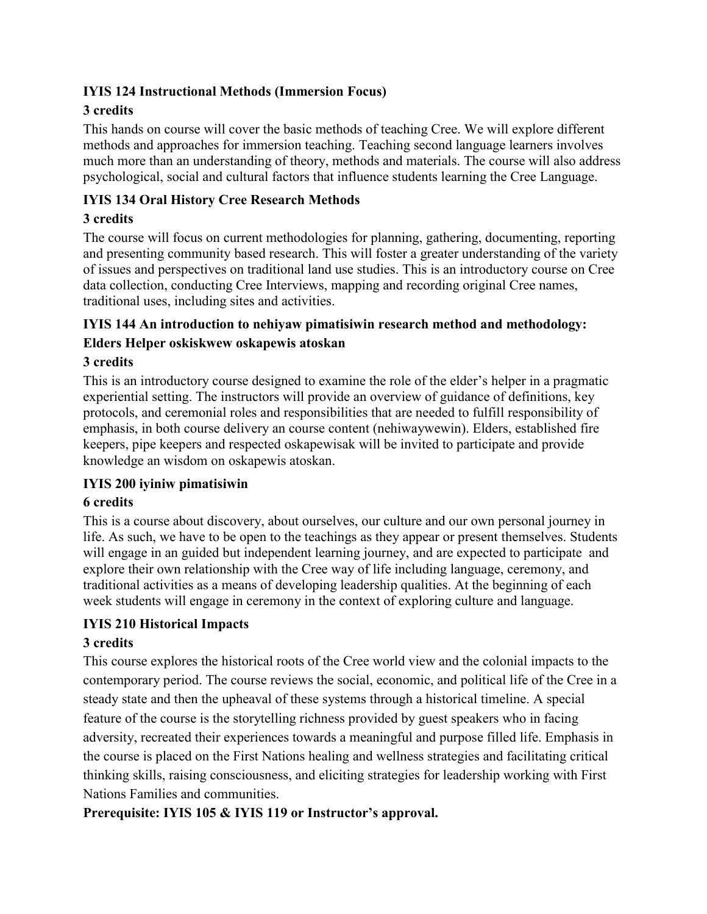**IYIS 124 Instructional Methods (Immersion Focus)**

**3 credits**

This hands on course will cover the basic methods of teaching Cree. We will explore different methods and approaches for immersion teaching. Teaching second language learners involves much more than an understanding of theory, methods and materials. The course will also address psychological, social and cultural factors that influence students learning the Cree Language.

**IYIS 134 Oral History Cree Research Methods**

**3 credits**

The course will focus on current methodologies for planning, gathering, documenting, reporting and presenting community based research. This will foster a greater understanding of the variety of issues and perspectives on traditional land use studies. This is an introductory course on Cree data collection, conducting Cree Interviews, mapping and recording original Cree names, traditional uses, including sites and activities.

**IYIS 144 An introduction to nehiyaw pimatisiwin research method and methodology: Elders Helper oskiskwew oskapewis atoskan**

**3 credits**

This is an introductory course designed to examine the role of the elder's helper in a pragmatic experiential setting. The instructors will provide an overview of guidance of definitions, key protocols, and ceremonial roles and responsibilities that are needed to fulfill responsibility of emphasis, in both course delivery an course content (nehiwaywewin). Elders, established fire keepers, pipe keepers and respected oskapewisak will be invited to participate and provide knowledge an wisdom on oskapewis atoskan.

**IYIS 200 iyiniw pimatisiwin**

**6 credits**

This is a course about discovery, about ourselves, our culture and our own personal journey in life. As such, we have to be open to the teachings as they appear or present themselves. Students will engage in an guided but independent learning journey, and are expected to participate and explore their own relationship with the Cree way of life including language, ceremony, and traditional activities as a means of developing leadership qualities. At the beginning of each week students will engage in ceremony in the context of exploring culture and language.

**IYIS 210 Historical Impacts**

**3 credits**

This course explores the historical roots of the Cree world view and the colonial impacts to the contemporary period. The course reviews the social, economic, and political life of the Cree in a steady state and then the upheaval of these systems through a historical timeline. A special feature of the course is the storytelling richness provided by guest speakers who in facing adversity, recreated their experiences towards a meaningful and purpose filled life. Emphasis in the course is placed on the First Nations healing and wellness strategies and facilitating critical thinking skills, raising consciousness, and eliciting strategies for leadership working with First Nations Families and communities.

**Prerequisite: IYIS 105 & IYIS 119 or Instructor's approval.**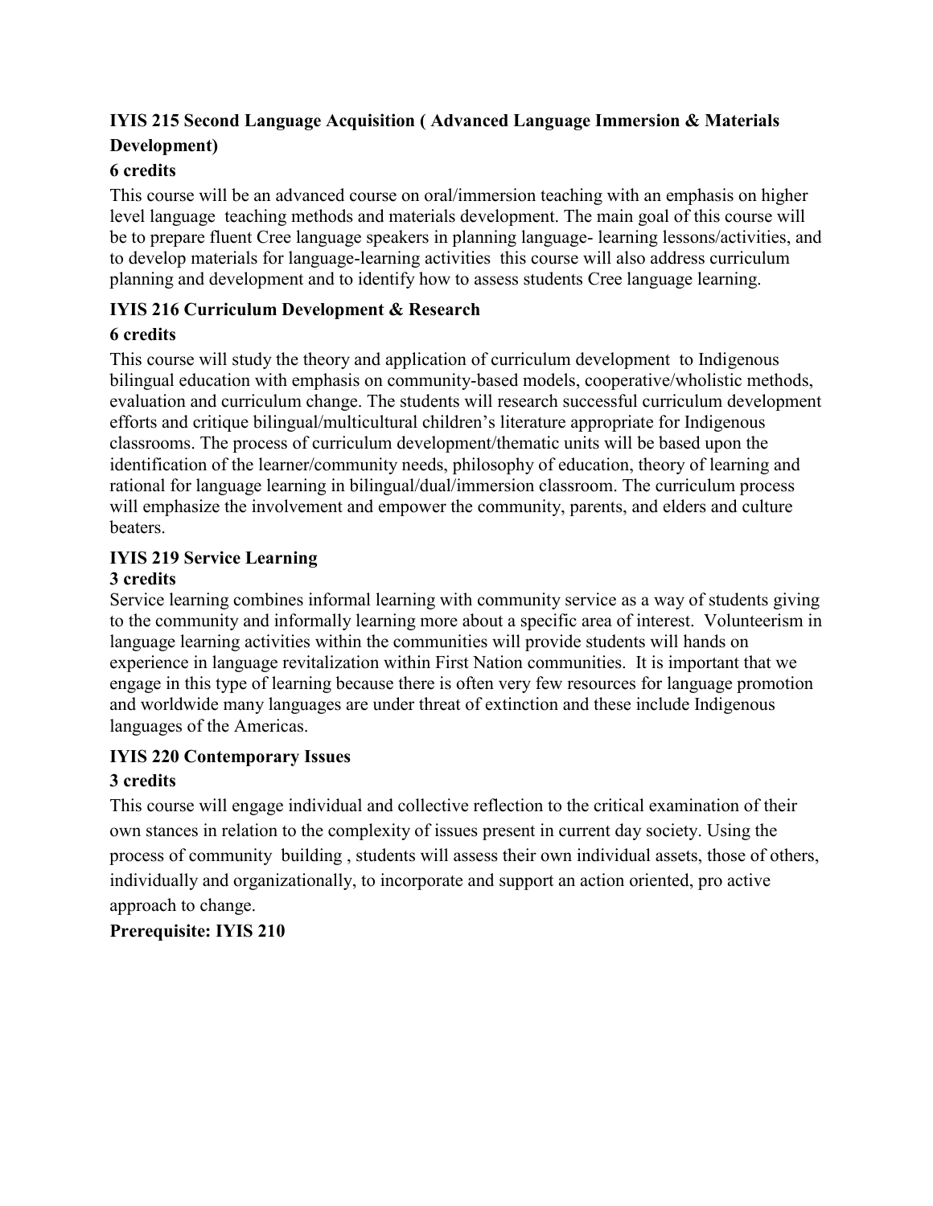**IYIS 215 Second Language Acquisition ( Advanced Language Immersion & Materials Development)**

**6 credits**

This course will be an advanced course on oral/immersion teaching with an emphasis on higher level language teaching methods and materials development. The main goal of this course will be to prepare fluent Cree language speakers in planning language- learning lessons/activities, and to develop materials for language-learning activities this course will also address curriculum planning and development and to identify how to assess students Cree language learning.

**IYIS 216 Curriculum Development & Research**

**6 credits**

This course will study the theory and application of curriculum development to Indigenous bilingual education with emphasis on community-based models, cooperative/wholistic methods, evaluation and curriculum change. The students will research successful curriculum development efforts and critique bilingual/multicultural children's literature appropriate for Indigenous classrooms. The process of curriculum development/thematic units will be based upon the identification of the learner/community needs, philosophy of education, theory of learning and rational for language learning in bilingual/dual/immersion classroom. The curriculum process will emphasize the involvement and empower the community, parents, and elders and culture beaters.

**IYIS 219 Service Learning**

**3 credits**

Service learning combines informal learning with community service as a way of students giving to the community and informally learning more about a specific area of interest. Volunteerism in language learning activities within the communities will provide students will hands on experience in language revitalization within First Nation communities. It is important that we engage in this type of learning because there is often very few resources for language promotion and worldwide many languages are under threat of extinction and these include Indigenous languages of the Americas.

**IYIS 220 Contemporary Issues**

**3 credits**

This course will engage individual and collective reflection to the critical examination of their own stances in relation to the complexity of issues present in current day society. Using the process of community building , students will assess their own individual assets, those of others, individually and organizationally, to incorporate and support an action oriented, pro active approach to change.

**Prerequisite: IYIS 210**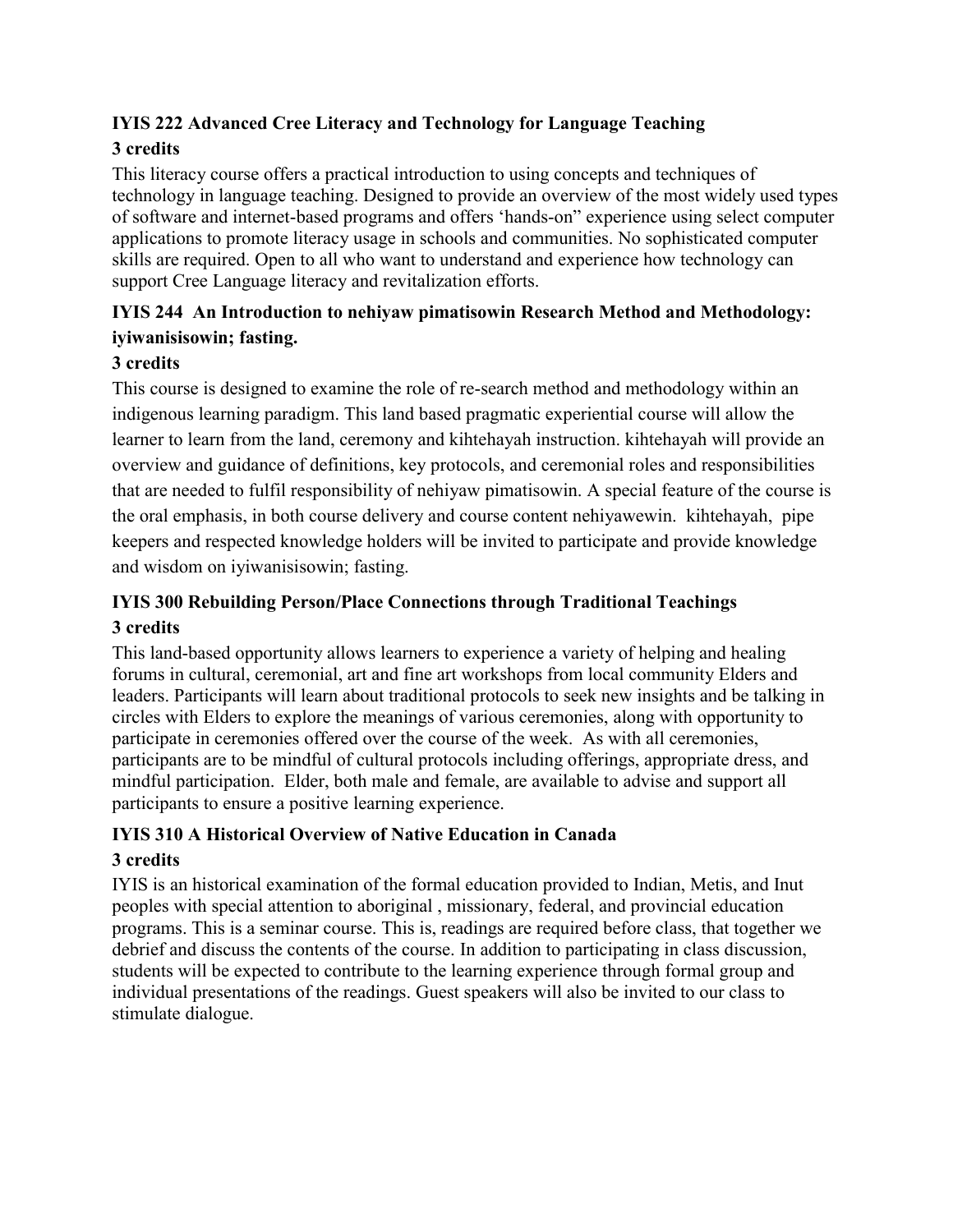**IYIS 222 Advanced Cree Literacy and Technology for Language Teaching**
**3 credits**

This literacy course offers a practical introduction to using concepts and techniques of technology in language teaching. Designed to provide an overview of the most widely used types of software and internet-based programs and offers 'hands-on" experience using select computer applications to promote literacy usage in schools and communities. No sophisticated computer skills are required. Open to all who want to understand and experience how technology can support Cree Language literacy and revitalization efforts.

**IYIS 244 An Introduction to nehiyaw pimatisowin Research Method and Methodology: iyiwanisisowin; fasting.**
**3 credits**

This course is designed to examine the role of re-search method and methodology within an indigenous learning paradigm. This land based pragmatic experiential course will allow the learner to learn from the land, ceremony and kihtehayah instruction. kihtehayah will provide an overview and guidance of definitions, key protocols, and ceremonial roles and responsibilities that are needed to fulfil responsibility of nehiyaw pimatisowin. A special feature of the course is the oral emphasis, in both course delivery and course content nehiyawewin. kihtehayah, pipe keepers and respected knowledge holders will be invited to participate and provide knowledge and wisdom on iyiwanisisowin; fasting.

**IYIS 300 Rebuilding Person/Place Connections through Traditional Teachings**
**3 credits**

This land-based opportunity allows learners to experience a variety of helping and healing forums in cultural, ceremonial, art and fine art workshops from local community Elders and leaders. Participants will learn about traditional protocols to seek new insights and be talking in circles with Elders to explore the meanings of various ceremonies, along with opportunity to participate in ceremonies offered over the course of the week. As with all ceremonies, participants are to be mindful of cultural protocols including offerings, appropriate dress, and mindful participation. Elder, both male and female, are available to advise and support all participants to ensure a positive learning experience.

**IYIS 310 A Historical Overview of Native Education in Canada**
**3 credits**

IYIS is an historical examination of the formal education provided to Indian, Metis, and Inut peoples with special attention to aboriginal , missionary, federal, and provincial education programs. This is a seminar course. This is, readings are required before class, that together we debrief and discuss the contents of the course. In addition to participating in class discussion, students will be expected to contribute to the learning experience through formal group and individual presentations of the readings. Guest speakers will also be invited to our class to stimulate dialogue.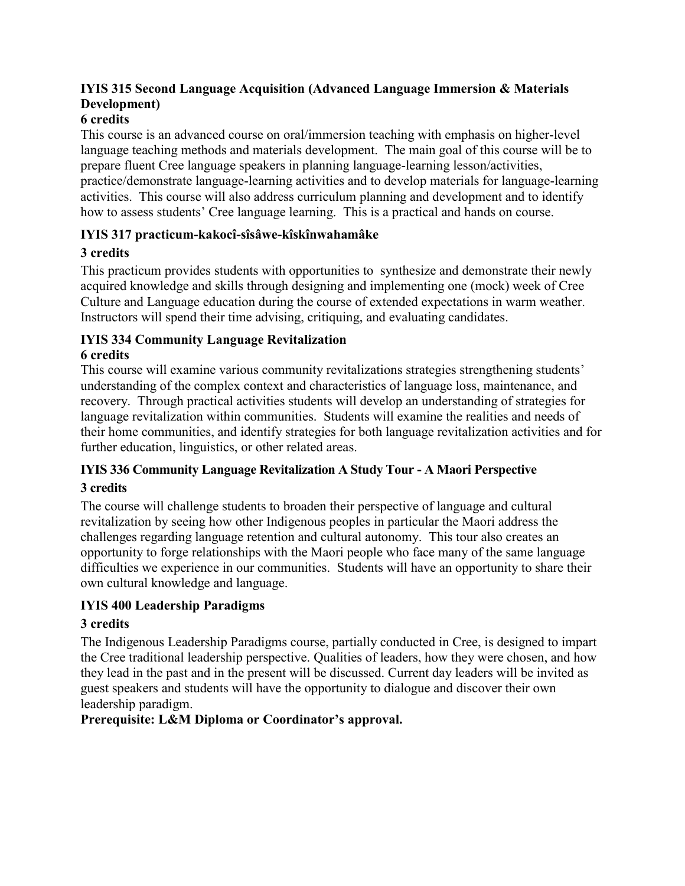### IYIS 315 Second Language Acquisition (Advanced Language Immersion & Materials Development)

**6 credits**

This course is an advanced course on oral/immersion teaching with emphasis on higher-level language teaching methods and materials development. The main goal of this course will be to prepare fluent Cree language speakers in planning language-learning lesson/activities, practice/demonstrate language-learning activities and to develop materials for language-learning activities. This course will also address curriculum planning and development and to identify how to assess students' Cree language learning. This is a practical and hands on course.

### IYIS 317 practicum-kakocî-sîsâwe-kîskînwahamâke

**3 credits**

This practicum provides students with opportunities to synthesize and demonstrate their newly acquired knowledge and skills through designing and implementing one (mock) week of Cree Culture and Language education during the course of extended expectations in warm weather. Instructors will spend their time advising, critiquing, and evaluating candidates.

### IYIS 334 Community Language Revitalization

**6 credits**

This course will examine various community revitalizations strategies strengthening students' understanding of the complex context and characteristics of language loss, maintenance, and recovery. Through practical activities students will develop an understanding of strategies for language revitalization within communities. Students will examine the realities and needs of their home communities, and identify strategies for both language revitalization activities and for further education, linguistics, or other related areas.

### IYIS 336 Community Language Revitalization A Study Tour - A Maori Perspective

**3 credits**

The course will challenge students to broaden their perspective of language and cultural revitalization by seeing how other Indigenous peoples in particular the Maori address the challenges regarding language retention and cultural autonomy. This tour also creates an opportunity to forge relationships with the Maori people who face many of the same language difficulties we experience in our communities. Students will have an opportunity to share their own cultural knowledge and language.

### IYIS 400 Leadership Paradigms

**3 credits**

The Indigenous Leadership Paradigms course, partially conducted in Cree, is designed to impart the Cree traditional leadership perspective. Qualities of leaders, how they were chosen, and how they lead in the past and in the present will be discussed. Current day leaders will be invited as guest speakers and students will have the opportunity to dialogue and discover their own leadership paradigm.

**Prerequisite: L&M Diploma or Coordinator's approval.**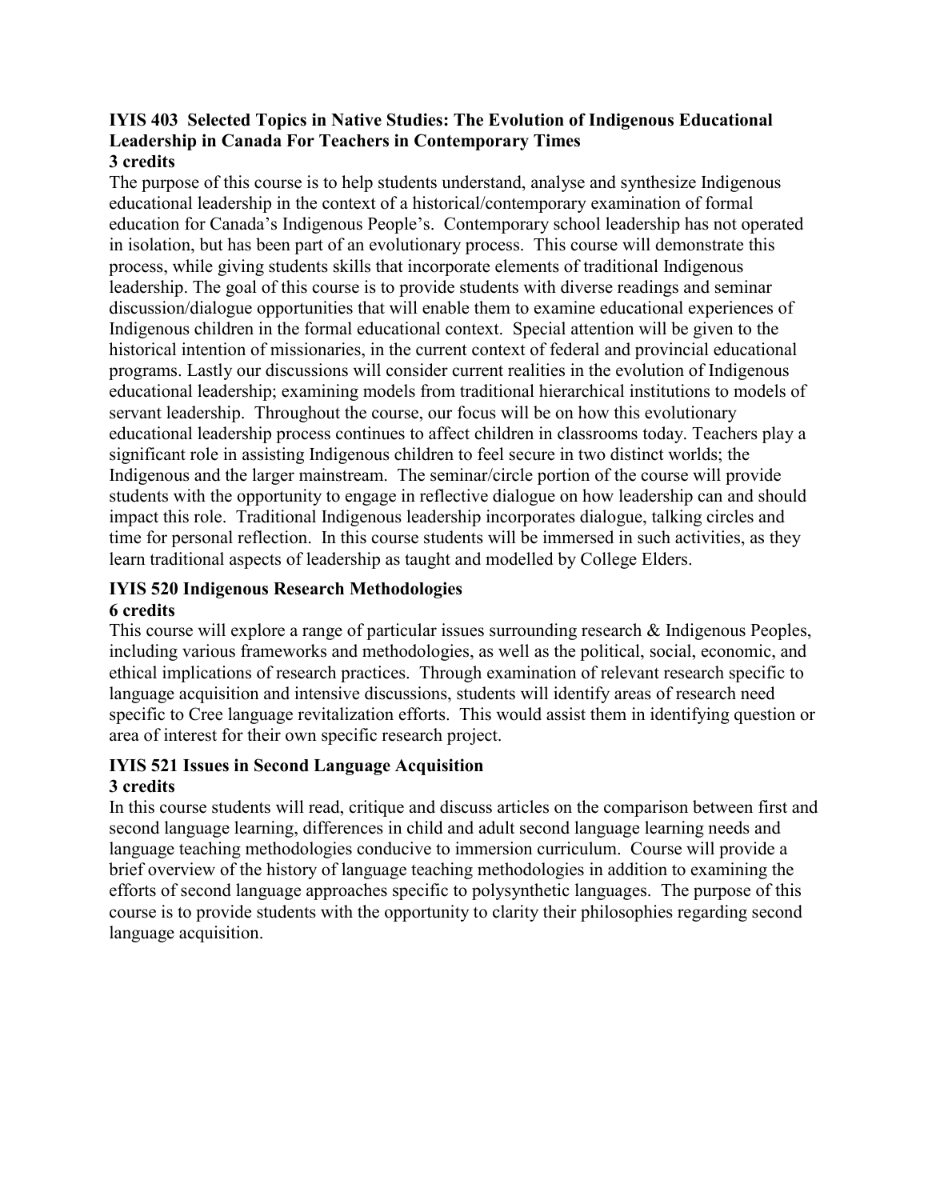**IYIS 403 Selected Topics in Native Studies: The Evolution of Indigenous Educational Leadership in Canada For Teachers in Contemporary Times**
**3 credits**

The purpose of this course is to help students understand, analyse and synthesize Indigenous educational leadership in the context of a historical/contemporary examination of formal education for Canada's Indigenous People's. Contemporary school leadership has not operated in isolation, but has been part of an evolutionary process. This course will demonstrate this process, while giving students skills that incorporate elements of traditional Indigenous leadership. The goal of this course is to provide students with diverse readings and seminar discussion/dialogue opportunities that will enable them to examine educational experiences of Indigenous children in the formal educational context. Special attention will be given to the historical intention of missionaries, in the current context of federal and provincial educational programs. Lastly our discussions will consider current realities in the evolution of Indigenous educational leadership; examining models from traditional hierarchical institutions to models of servant leadership. Throughout the course, our focus will be on how this evolutionary educational leadership process continues to affect children in classrooms today. Teachers play a significant role in assisting Indigenous children to feel secure in two distinct worlds; the Indigenous and the larger mainstream. The seminar/circle portion of the course will provide students with the opportunity to engage in reflective dialogue on how leadership can and should impact this role. Traditional Indigenous leadership incorporates dialogue, talking circles and time for personal reflection. In this course students will be immersed in such activities, as they learn traditional aspects of leadership as taught and modelled by College Elders.

**IYIS 520 Indigenous Research Methodologies**
**6 credits**

This course will explore a range of particular issues surrounding research & Indigenous Peoples, including various frameworks and methodologies, as well as the political, social, economic, and ethical implications of research practices. Through examination of relevant research specific to language acquisition and intensive discussions, students will identify areas of research need specific to Cree language revitalization efforts. This would assist them in identifying question or area of interest for their own specific research project.

**IYIS 521 Issues in Second Language Acquisition**
**3 credits**

In this course students will read, critique and discuss articles on the comparison between first and second language learning, differences in child and adult second language learning needs and language teaching methodologies conducive to immersion curriculum. Course will provide a brief overview of the history of language teaching methodologies in addition to examining the efforts of second language approaches specific to polysynthetic languages. The purpose of this course is to provide students with the opportunity to clarity their philosophies regarding second language acquisition.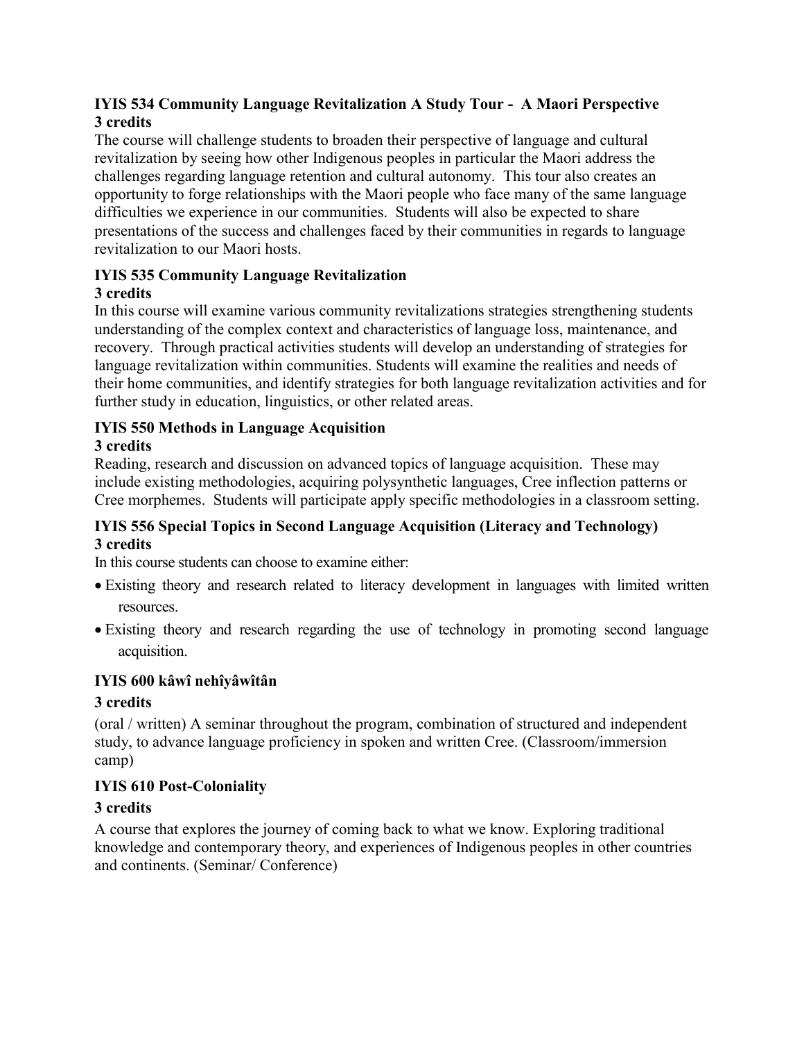**IYIS 534 Community Language Revitalization A Study Tour - A Maori Perspective 3 credits**

The course will challenge students to broaden their perspective of language and cultural revitalization by seeing how other Indigenous peoples in particular the Maori address the challenges regarding language retention and cultural autonomy. This tour also creates an opportunity to forge relationships with the Maori people who face many of the same language difficulties we experience in our communities. Students will also be expected to share presentations of the success and challenges faced by their communities in regards to language revitalization to our Maori hosts.

**IYIS 535 Community Language Revitalization**
**3 credits**

In this course will examine various community revitalizations strategies strengthening students understanding of the complex context and characteristics of language loss, maintenance, and recovery. Through practical activities students will develop an understanding of strategies for language revitalization within communities. Students will examine the realities and needs of their home communities, and identify strategies for both language revitalization activities and for further study in education, linguistics, or other related areas.

**IYIS 550 Methods in Language Acquisition**
**3 credits**

Reading, research and discussion on advanced topics of language acquisition. These may include existing methodologies, acquiring polysynthetic languages, Cree inflection patterns or Cree morphemes. Students will participate apply specific methodologies in a classroom setting.

**IYIS 556 Special Topics in Second Language Acquisition (Literacy and Technology)**
**3 credits**

In this course students can choose to examine either:

- Existing theory and research related to literacy development in languages with limited written resources.
- Existing theory and research regarding the use of technology in promoting second language acquisition.

**IYIS 600 kâwî nehîyâwîtân**

**3 credits**

(oral / written) A seminar throughout the program, combination of structured and independent study, to advance language proficiency in spoken and written Cree. (Classroom/immersion camp)

**IYIS 610 Post-Coloniality**

**3 credits**

A course that explores the journey of coming back to what we know. Exploring traditional knowledge and contemporary theory, and experiences of Indigenous peoples in other countries and continents. (Seminar/ Conference)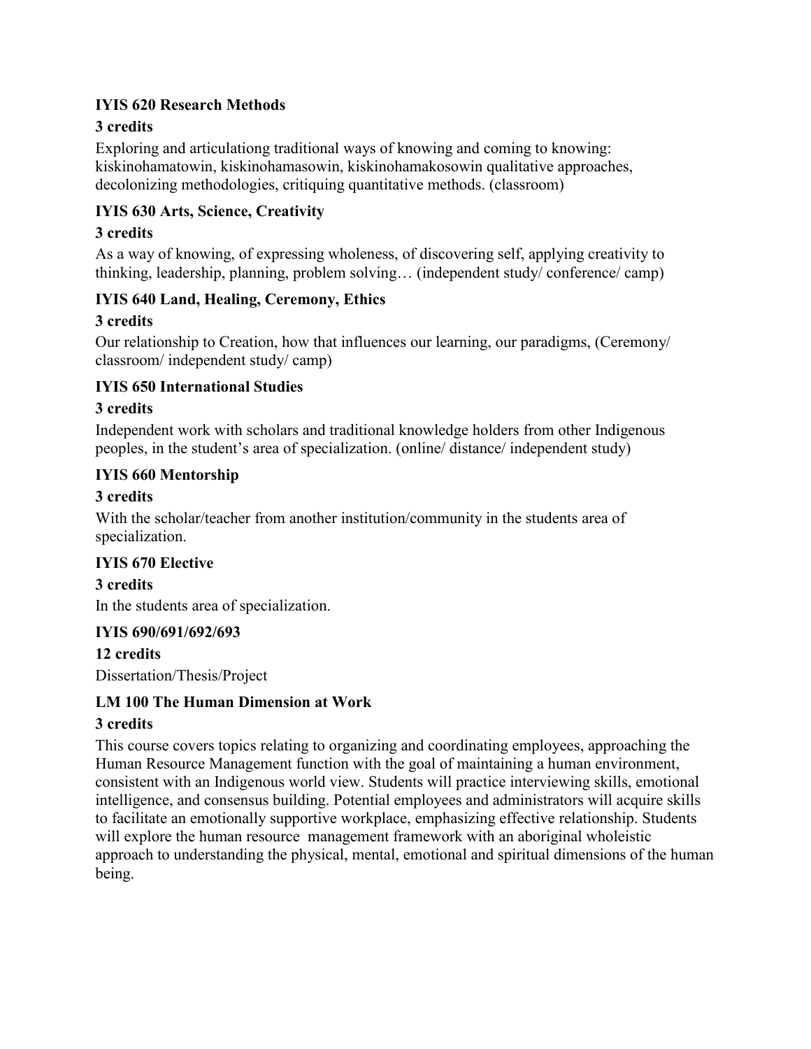**IYIS 620 Research Methods**

**3 credits**

Exploring and articulationg traditional ways of knowing and coming to knowing: kiskinohamatowin, kiskinohamasowin, kiskinohamakosowin qualitative approaches, decolonizing methodologies, critiquing quantitative methods. (classroom)

**IYIS 630 Arts, Science, Creativity**

**3 credits**

As a way of knowing, of expressing wholeness, of discovering self, applying creativity to thinking, leadership, planning, problem solving… (independent study/ conference/ camp)

**IYIS 640 Land, Healing, Ceremony, Ethics**

**3 credits**

Our relationship to Creation, how that influences our learning, our paradigms, (Ceremony/ classroom/ independent study/ camp)

**IYIS 650 International Studies**

**3 credits**

Independent work with scholars and traditional knowledge holders from other Indigenous peoples, in the student's area of specialization. (online/ distance/ independent study)

**IYIS 660 Mentorship**

**3 credits**

With the scholar/teacher from another institution/community in the students area of specialization.

**IYIS 670 Elective**

**3 credits**

In the students area of specialization.

**IYIS 690/691/692/693**

**12 credits**

Dissertation/Thesis/Project

**LM 100 The Human Dimension at Work**

**3 credits**

This course covers topics relating to organizing and coordinating employees, approaching the Human Resource Management function with the goal of maintaining a human environment, consistent with an Indigenous world view. Students will practice interviewing skills, emotional intelligence, and consensus building. Potential employees and administrators will acquire skills to facilitate an emotionally supportive workplace, emphasizing effective relationship. Students will explore the human resource management framework with an aboriginal wholeistic approach to understanding the physical, mental, emotional and spiritual dimensions of the human being.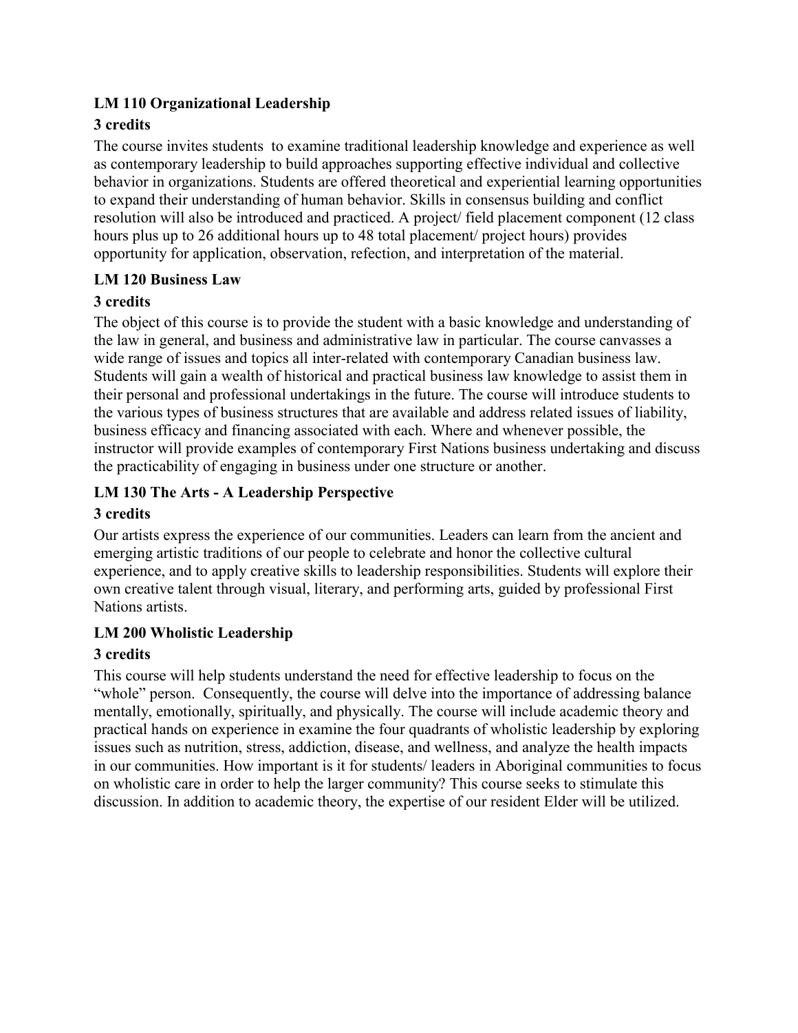**LM 110 Organizational Leadership**

**3 credits**

The course invites students to examine traditional leadership knowledge and experience as well as contemporary leadership to build approaches supporting effective individual and collective behavior in organizations. Students are offered theoretical and experiential learning opportunities to expand their understanding of human behavior. Skills in consensus building and conflict resolution will also be introduced and practiced. A project/ field placement component (12 class hours plus up to 26 additional hours up to 48 total placement/ project hours) provides opportunity for application, observation, refection, and interpretation of the material.

**LM 120 Business Law**

**3 credits**

The object of this course is to provide the student with a basic knowledge and understanding of the law in general, and business and administrative law in particular. The course canvasses a wide range of issues and topics all inter-related with contemporary Canadian business law. Students will gain a wealth of historical and practical business law knowledge to assist them in their personal and professional undertakings in the future. The course will introduce students to the various types of business structures that are available and address related issues of liability, business efficacy and financing associated with each. Where and whenever possible, the instructor will provide examples of contemporary First Nations business undertaking and discuss the practicability of engaging in business under one structure or another.

**LM 130 The Arts - A Leadership Perspective**

**3 credits**

Our artists express the experience of our communities. Leaders can learn from the ancient and emerging artistic traditions of our people to celebrate and honor the collective cultural experience, and to apply creative skills to leadership responsibilities. Students will explore their own creative talent through visual, literary, and performing arts, guided by professional First Nations artists.

**LM 200 Wholistic Leadership**

**3 credits**

This course will help students understand the need for effective leadership to focus on the "whole" person. Consequently, the course will delve into the importance of addressing balance mentally, emotionally, spiritually, and physically. The course will include academic theory and practical hands on experience in examine the four quadrants of wholistic leadership by exploring issues such as nutrition, stress, addiction, disease, and wellness, and analyze the health impacts in our communities. How important is it for students/ leaders in Aboriginal communities to focus on wholistic care in order to help the larger community? This course seeks to stimulate this discussion. In addition to academic theory, the expertise of our resident Elder will be utilized.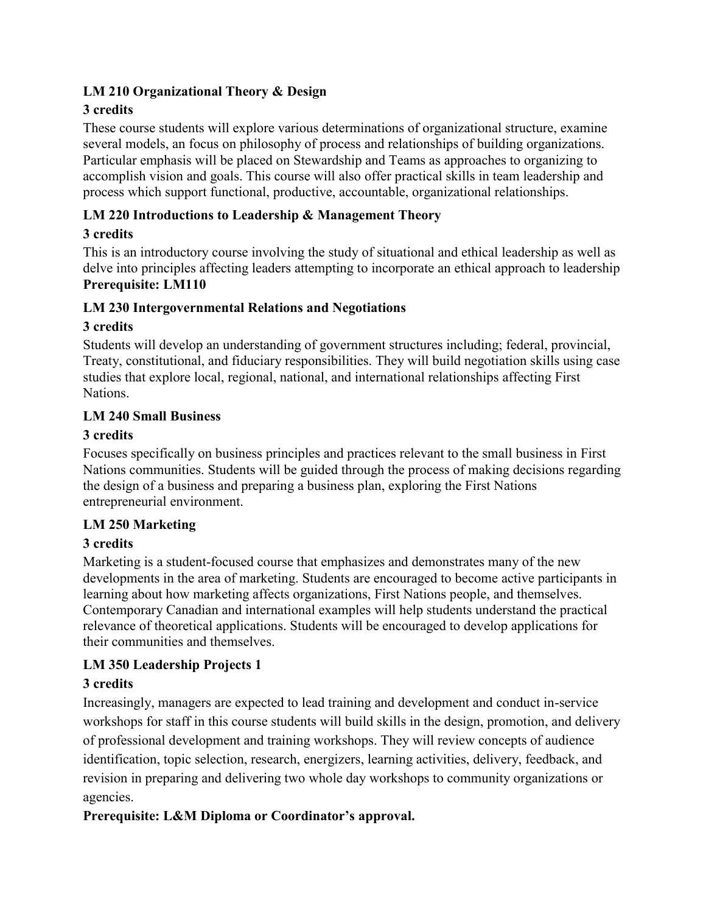**LM 210 Organizational Theory & Design**

**3 credits**

These course students will explore various determinations of organizational structure, examine several models, an focus on philosophy of process and relationships of building organizations. Particular emphasis will be placed on Stewardship and Teams as approaches to organizing to accomplish vision and goals. This course will also offer practical skills in team leadership and process which support functional, productive, accountable, organizational relationships.

**LM 220 Introductions to Leadership & Management Theory**

**3 credits**

This is an introductory course involving the study of situational and ethical leadership as well as delve into principles affecting leaders attempting to incorporate an ethical approach to leadership

**Prerequisite: LM110**

**LM 230 Intergovernmental Relations and Negotiations**

**3 credits**

Students will develop an understanding of government structures including; federal, provincial, Treaty, constitutional, and fiduciary responsibilities. They will build negotiation skills using case studies that explore local, regional, national, and international relationships affecting First Nations.

**LM 240 Small Business**

**3 credits**

Focuses specifically on business principles and practices relevant to the small business in First Nations communities. Students will be guided through the process of making decisions regarding the design of a business and preparing a business plan, exploring the First Nations entrepreneurial environment.

**LM 250 Marketing**

**3 credits**

Marketing is a student-focused course that emphasizes and demonstrates many of the new developments in the area of marketing. Students are encouraged to become active participants in learning about how marketing affects organizations, First Nations people, and themselves. Contemporary Canadian and international examples will help students understand the practical relevance of theoretical applications. Students will be encouraged to develop applications for their communities and themselves.

**LM 350 Leadership Projects 1**

**3 credits**

Increasingly, managers are expected to lead training and development and conduct in-service workshops for staff in this course students will build skills in the design, promotion, and delivery of professional development and training workshops. They will review concepts of audience identification, topic selection, research, energizers, learning activities, delivery, feedback, and revision in preparing and delivering two whole day workshops to community organizations or agencies.

**Prerequisite: L&M Diploma or Coordinator's approval.**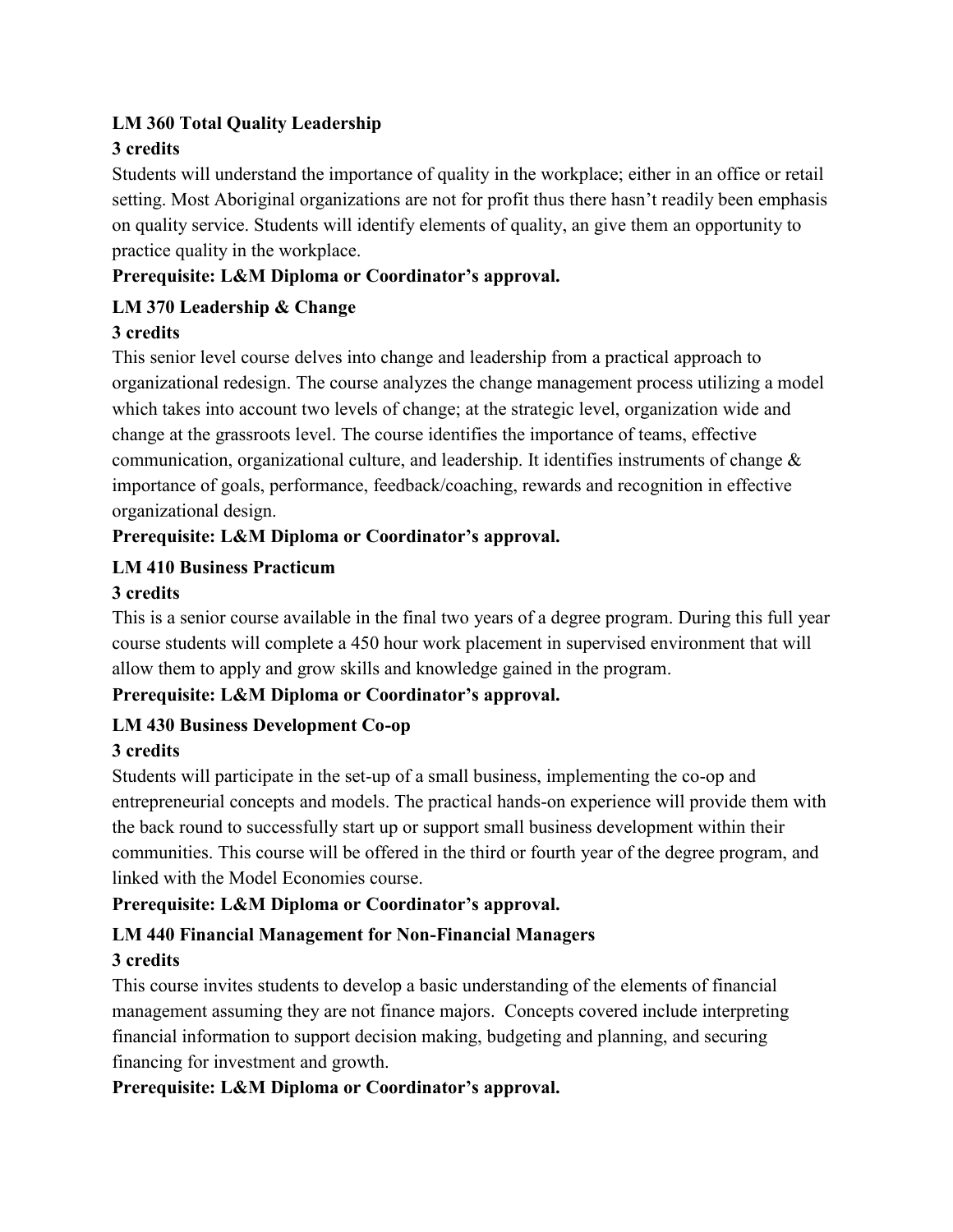**LM 360 Total Quality Leadership**

**3 credits**

Students will understand the importance of quality in the workplace; either in an office or retail setting. Most Aboriginal organizations are not for profit thus there hasn't readily been emphasis on quality service. Students will identify elements of quality, an give them an opportunity to practice quality in the workplace.

**Prerequisite: L&M Diploma or Coordinator's approval.**

**LM 370 Leadership & Change**

**3 credits**

This senior level course delves into change and leadership from a practical approach to organizational redesign. The course analyzes the change management process utilizing a model which takes into account two levels of change; at the strategic level, organization wide and change at the grassroots level. The course identifies the importance of teams, effective communication, organizational culture, and leadership. It identifies instruments of change & importance of goals, performance, feedback/coaching, rewards and recognition in effective organizational design.

**Prerequisite: L&M Diploma or Coordinator's approval.**

**LM 410 Business Practicum**

**3 credits**

This is a senior course available in the final two years of a degree program. During this full year course students will complete a 450 hour work placement in supervised environment that will allow them to apply and grow skills and knowledge gained in the program.

**Prerequisite: L&M Diploma or Coordinator's approval.**

**LM 430 Business Development Co-op**

**3 credits**

Students will participate in the set-up of a small business, implementing the co-op and entrepreneurial concepts and models. The practical hands-on experience will provide them with the back round to successfully start up or support small business development within their communities. This course will be offered in the third or fourth year of the degree program, and linked with the Model Economies course.

**Prerequisite: L&M Diploma or Coordinator's approval.**

**LM 440 Financial Management for Non-Financial Managers**

**3 credits**

This course invites students to develop a basic understanding of the elements of financial management assuming they are not finance majors. Concepts covered include interpreting financial information to support decision making, budgeting and planning, and securing financing for investment and growth.

**Prerequisite: L&M Diploma or Coordinator's approval.**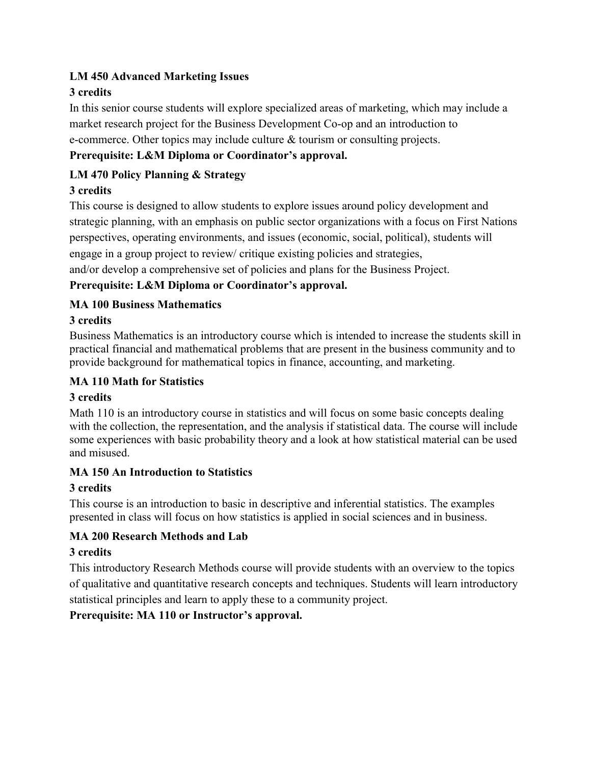**LM 450 Advanced Marketing Issues**

**3 credits**

In this senior course students will explore specialized areas of marketing, which may include a market research project for the Business Development Co-op and an introduction to e-commerce. Other topics may include culture & tourism or consulting projects.

**Prerequisite: L&M Diploma or Coordinator's approval.**

**LM 470 Policy Planning & Strategy**

**3 credits**

This course is designed to allow students to explore issues around policy development and strategic planning, with an emphasis on public sector organizations with a focus on First Nations perspectives, operating environments, and issues (economic, social, political), students will engage in a group project to review/ critique existing policies and strategies, and/or develop a comprehensive set of policies and plans for the Business Project.

**Prerequisite: L&M Diploma or Coordinator's approval.**

**MA 100 Business Mathematics**

**3 credits**

Business Mathematics is an introductory course which is intended to increase the students skill in practical financial and mathematical problems that are present in the business community and to provide background for mathematical topics in finance, accounting, and marketing.

**MA 110 Math for Statistics**

**3 credits**

Math 110 is an introductory course in statistics and will focus on some basic concepts dealing with the collection, the representation, and the analysis if statistical data. The course will include some experiences with basic probability theory and a look at how statistical material can be used and misused.

**MA 150 An Introduction to Statistics**

**3 credits**

This course is an introduction to basic in descriptive and inferential statistics. The examples presented in class will focus on how statistics is applied in social sciences and in business.

**MA 200 Research Methods and Lab**

**3 credits**

This introductory Research Methods course will provide students with an overview to the topics of qualitative and quantitative research concepts and techniques. Students will learn introductory statistical principles and learn to apply these to a community project.

**Prerequisite: MA 110 or Instructor's approval.**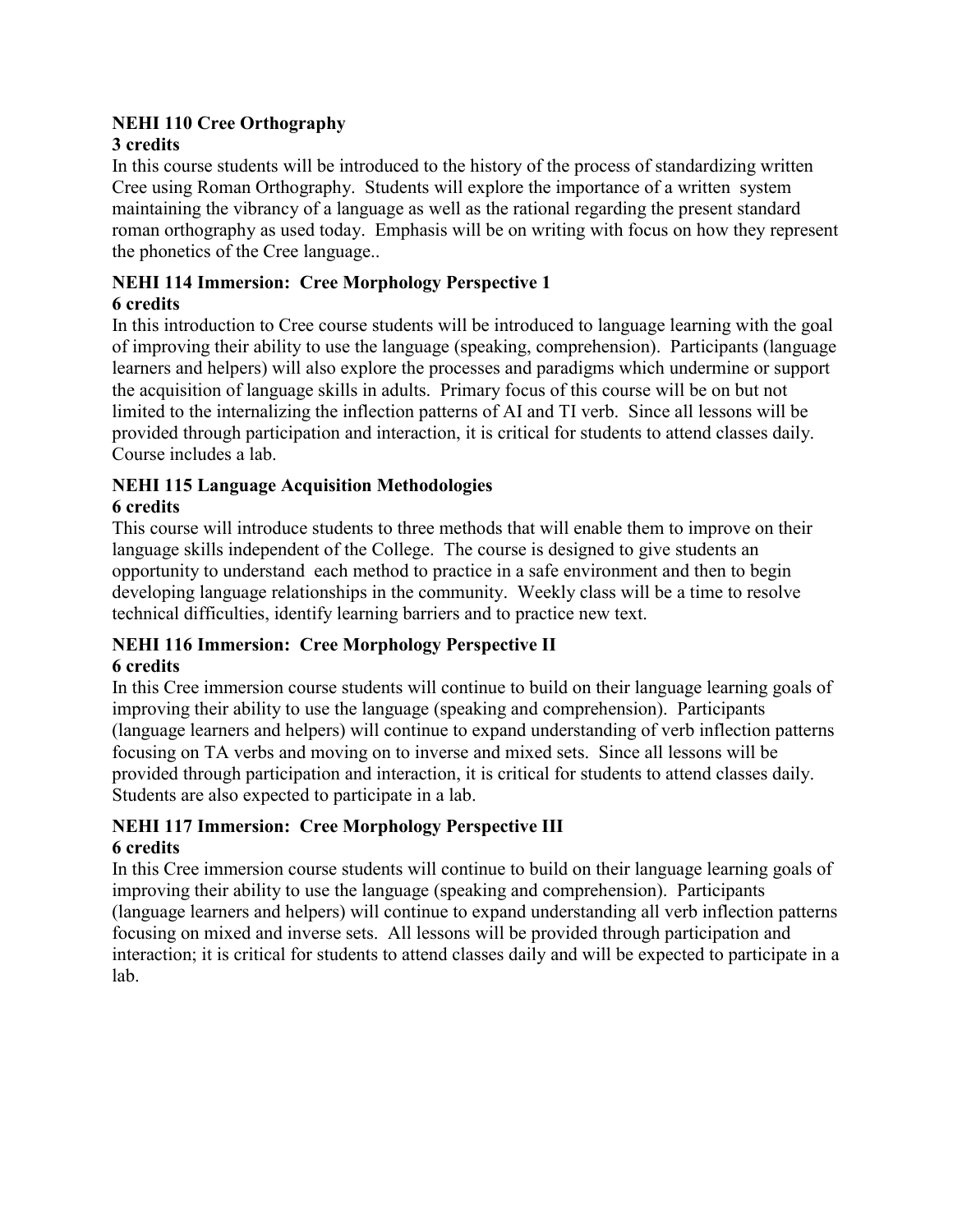**NEHI 110 Cree Orthography**
**3 credits**

In this course students will be introduced to the history of the process of standardizing written Cree using Roman Orthography. Students will explore the importance of a written system maintaining the vibrancy of a language as well as the rational regarding the present standard roman orthography as used today. Emphasis will be on writing with focus on how they represent the phonetics of the Cree language..

**NEHI 114 Immersion: Cree Morphology Perspective 1**
**6 credits**

In this introduction to Cree course students will be introduced to language learning with the goal of improving their ability to use the language (speaking, comprehension). Participants (language learners and helpers) will also explore the processes and paradigms which undermine or support the acquisition of language skills in adults. Primary focus of this course will be on but not limited to the internalizing the inflection patterns of AI and TI verb. Since all lessons will be provided through participation and interaction, it is critical for students to attend classes daily. Course includes a lab.

**NEHI 115 Language Acquisition Methodologies**
**6 credits**

This course will introduce students to three methods that will enable them to improve on their language skills independent of the College. The course is designed to give students an opportunity to understand each method to practice in a safe environment and then to begin developing language relationships in the community. Weekly class will be a time to resolve technical difficulties, identify learning barriers and to practice new text.

**NEHI 116 Immersion: Cree Morphology Perspective II**
**6 credits**

In this Cree immersion course students will continue to build on their language learning goals of improving their ability to use the language (speaking and comprehension). Participants (language learners and helpers) will continue to expand understanding of verb inflection patterns focusing on TA verbs and moving on to inverse and mixed sets. Since all lessons will be provided through participation and interaction, it is critical for students to attend classes daily. Students are also expected to participate in a lab.

**NEHI 117 Immersion: Cree Morphology Perspective III**
**6 credits**

In this Cree immersion course students will continue to build on their language learning goals of improving their ability to use the language (speaking and comprehension). Participants (language learners and helpers) will continue to expand understanding all verb inflection patterns focusing on mixed and inverse sets. All lessons will be provided through participation and interaction; it is critical for students to attend classes daily and will be expected to participate in a lab.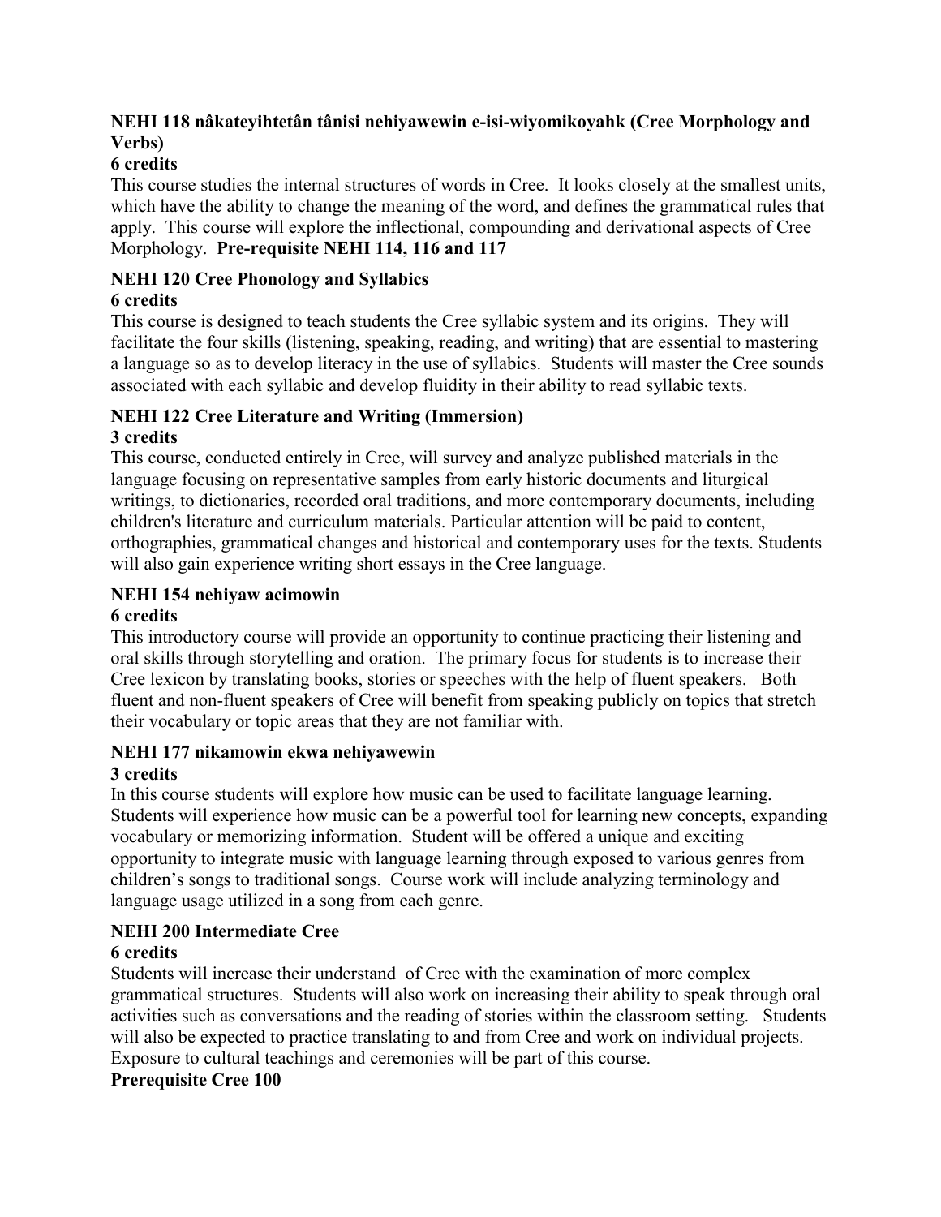**NEHI 118 nâkateyihtetân tânisi nehiyawewin e-isi-wiyomikoyahk (Cree Morphology and Verbs)**
**6 credits**
This course studies the internal structures of words in Cree. It looks closely at the smallest units, which have the ability to change the meaning of the word, and defines the grammatical rules that apply. This course will explore the inflectional, compounding and derivational aspects of Cree Morphology. **Pre-requisite NEHI 114, 116 and 117**

**NEHI 120 Cree Phonology and Syllabics**
**6 credits**
This course is designed to teach students the Cree syllabic system and its origins. They will facilitate the four skills (listening, speaking, reading, and writing) that are essential to mastering a language so as to develop literacy in the use of syllabics. Students will master the Cree sounds associated with each syllabic and develop fluidity in their ability to read syllabic texts.

**NEHI 122 Cree Literature and Writing (Immersion)**
**3 credits**
This course, conducted entirely in Cree, will survey and analyze published materials in the language focusing on representative samples from early historic documents and liturgical writings, to dictionaries, recorded oral traditions, and more contemporary documents, including children's literature and curriculum materials. Particular attention will be paid to content, orthographies, grammatical changes and historical and contemporary uses for the texts. Students will also gain experience writing short essays in the Cree language.

**NEHI 154 nehiyaw acimowin**
**6 credits**
This introductory course will provide an opportunity to continue practicing their listening and oral skills through storytelling and oration. The primary focus for students is to increase their Cree lexicon by translating books, stories or speeches with the help of fluent speakers. Both fluent and non-fluent speakers of Cree will benefit from speaking publicly on topics that stretch their vocabulary or topic areas that they are not familiar with.

**NEHI 177 nikamowin ekwa nehiyawewin**
**3 credits**
In this course students will explore how music can be used to facilitate language learning. Students will experience how music can be a powerful tool for learning new concepts, expanding vocabulary or memorizing information. Student will be offered a unique and exciting opportunity to integrate music with language learning through exposed to various genres from children's songs to traditional songs. Course work will include analyzing terminology and language usage utilized in a song from each genre.

**NEHI 200 Intermediate Cree**
**6 credits**
Students will increase their understand of Cree with the examination of more complex grammatical structures. Students will also work on increasing their ability to speak through oral activities such as conversations and the reading of stories within the classroom setting. Students will also be expected to practice translating to and from Cree and work on individual projects. Exposure to cultural teachings and ceremonies will be part of this course.
**Prerequisite Cree 100**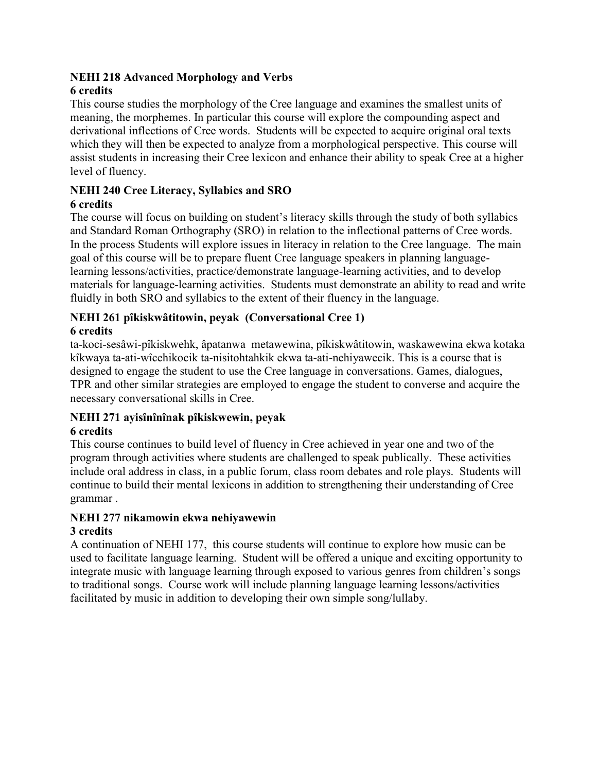### NEHI 218 Advanced Morphology and Verbs
**6 credits**

This course studies the morphology of the Cree language and examines the smallest units of meaning, the morphemes. In particular this course will explore the compounding aspect and derivational inflections of Cree words. Students will be expected to acquire original oral texts which they will then be expected to analyze from a morphological perspective. This course will assist students in increasing their Cree lexicon and enhance their ability to speak Cree at a higher level of fluency.

### NEHI 240 Cree Literacy, Syllabics and SRO
**6 credits**

The course will focus on building on student's literacy skills through the study of both syllabics and Standard Roman Orthography (SRO) in relation to the inflectional patterns of Cree words. In the process Students will explore issues in literacy in relation to the Cree language. The main goal of this course will be to prepare fluent Cree language speakers in planning language-learning lessons/activities, practice/demonstrate language-learning activities, and to develop materials for language-learning activities. Students must demonstrate an ability to read and write fluidly in both SRO and syllabics to the extent of their fluency in the language.

### NEHI 261 pîkiskwâtitowin, peyak (Conversational Cree 1)
**6 credits**

ta-koci-sesâwi-pîkiskwehk, âpatanwa metawewina, pîkiskwâtitowin, waskawewina ekwa kotaka kîkwaya ta-ati-wîcehikocik ta-nisitohtahkik ekwa ta-ati-nehiyawecik. This is a course that is designed to engage the student to use the Cree language in conversations. Games, dialogues, TPR and other similar strategies are employed to engage the student to converse and acquire the necessary conversational skills in Cree.

### NEHI 271 ayisînînînak pîkiskwewin, peyak
**6 credits**

This course continues to build level of fluency in Cree achieved in year one and two of the program through activities where students are challenged to speak publically. These activities include oral address in class, in a public forum, class room debates and role plays. Students will continue to build their mental lexicons in addition to strengthening their understanding of Cree grammar .

### NEHI 277 nikamowin ekwa nehiyawewin
**3 credits**

A continuation of NEHI 177, this course students will continue to explore how music can be used to facilitate language learning. Student will be offered a unique and exciting opportunity to integrate music with language learning through exposed to various genres from children's songs to traditional songs. Course work will include planning language learning lessons/activities facilitated by music in addition to developing their own simple song/lullaby.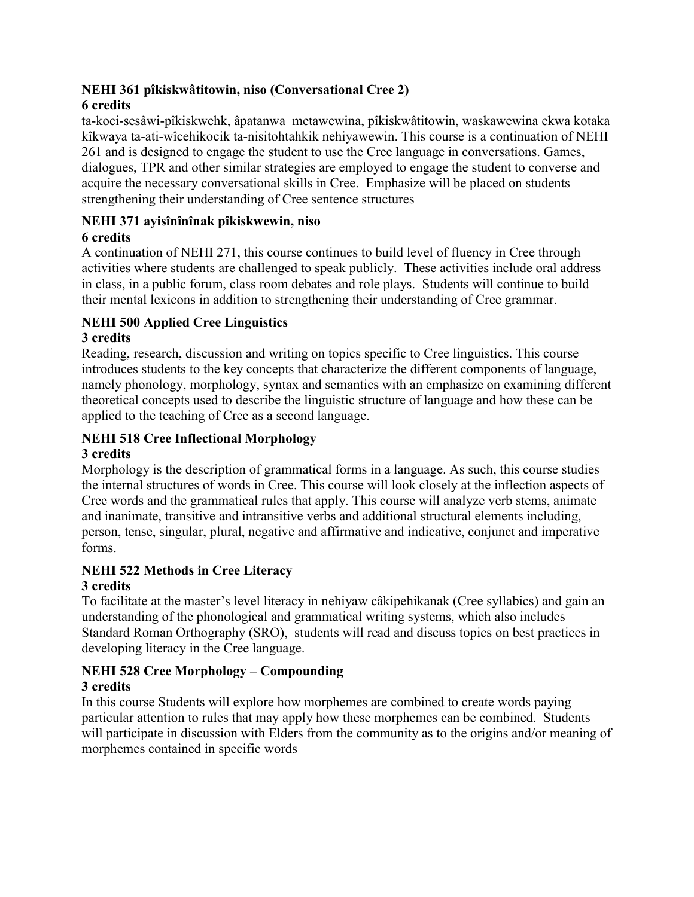**NEHI 361 pîkiskwâtitowin, niso (Conversational Cree 2)**
**6 credits**

ta-koci-sesâwi-pîkiskwehk, âpatanwa metawewina, pîkiskwâtitowin, waskawewina ekwa kotaka kîkwaya ta-ati-wîcehikocik ta-nisitohtahkik nehiyawewin. This course is a continuation of NEHI 261 and is designed to engage the student to use the Cree language in conversations. Games, dialogues, TPR and other similar strategies are employed to engage the student to converse and acquire the necessary conversational skills in Cree. Emphasize will be placed on students strengthening their understanding of Cree sentence structures

**NEHI 371 ayisînînînak pîkiskwewin, niso**
**6 credits**

A continuation of NEHI 271, this course continues to build level of fluency in Cree through activities where students are challenged to speak publicly. These activities include oral address in class, in a public forum, class room debates and role plays. Students will continue to build their mental lexicons in addition to strengthening their understanding of Cree grammar.

**NEHI 500 Applied Cree Linguistics**
**3 credits**

Reading, research, discussion and writing on topics specific to Cree linguistics. This course introduces students to the key concepts that characterize the different components of language, namely phonology, morphology, syntax and semantics with an emphasize on examining different theoretical concepts used to describe the linguistic structure of language and how these can be applied to the teaching of Cree as a second language.

**NEHI 518 Cree Inflectional Morphology**
**3 credits**

Morphology is the description of grammatical forms in a language. As such, this course studies the internal structures of words in Cree. This course will look closely at the inflection aspects of Cree words and the grammatical rules that apply. This course will analyze verb stems, animate and inanimate, transitive and intransitive verbs and additional structural elements including, person, tense, singular, plural, negative and affirmative and indicative, conjunct and imperative forms.

**NEHI 522 Methods in Cree Literacy**
**3 credits**

To facilitate at the master's level literacy in nehiyaw câkipehikanak (Cree syllabics) and gain an understanding of the phonological and grammatical writing systems, which also includes Standard Roman Orthography (SRO), students will read and discuss topics on best practices in developing literacy in the Cree language.

**NEHI 528 Cree Morphology – Compounding**
**3 credits**

In this course Students will explore how morphemes are combined to create words paying particular attention to rules that may apply how these morphemes can be combined. Students will participate in discussion with Elders from the community as to the origins and/or meaning of morphemes contained in specific words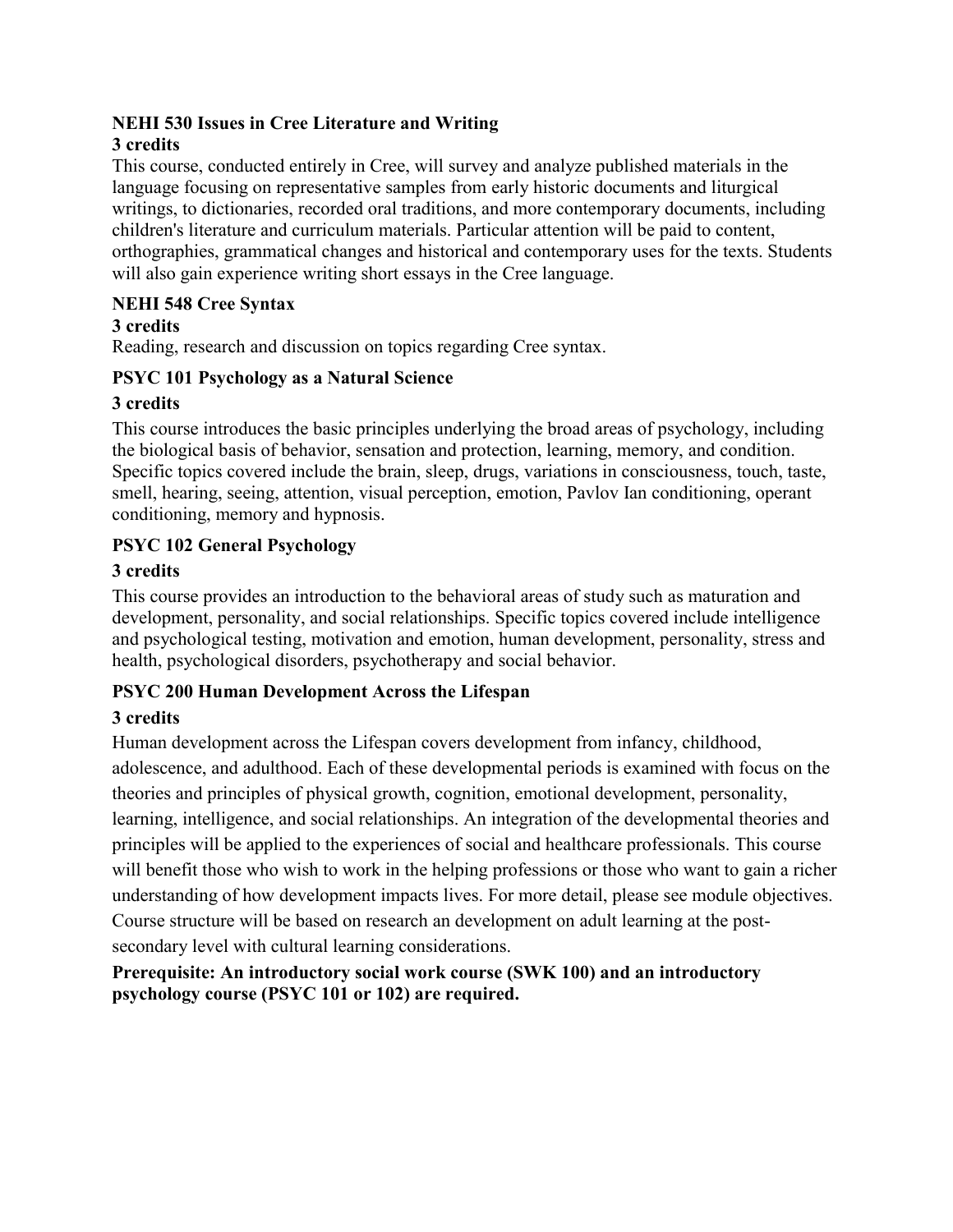**NEHI 530 Issues in Cree Literature and Writing**
**3 credits**
This course, conducted entirely in Cree, will survey and analyze published materials in the language focusing on representative samples from early historic documents and liturgical writings, to dictionaries, recorded oral traditions, and more contemporary documents, including children's literature and curriculum materials. Particular attention will be paid to content, orthographies, grammatical changes and historical and contemporary uses for the texts. Students will also gain experience writing short essays in the Cree language.

**NEHI 548 Cree Syntax**
**3 credits**
Reading, research and discussion on topics regarding Cree syntax.

**PSYC 101 Psychology as a Natural Science**

**3 credits**

This course introduces the basic principles underlying the broad areas of psychology, including the biological basis of behavior, sensation and protection, learning, memory, and condition. Specific topics covered include the brain, sleep, drugs, variations in consciousness, touch, taste, smell, hearing, seeing, attention, visual perception, emotion, Pavlov Ian conditioning, operant conditioning, memory and hypnosis.

**PSYC 102 General Psychology**

**3 credits**

This course provides an introduction to the behavioral areas of study such as maturation and development, personality, and social relationships. Specific topics covered include intelligence and psychological testing, motivation and emotion, human development, personality, stress and health, psychological disorders, psychotherapy and social behavior.

**PSYC 200 Human Development Across the Lifespan**

**3 credits**

Human development across the Lifespan covers development from infancy, childhood, adolescence, and adulthood. Each of these developmental periods is examined with focus on the theories and principles of physical growth, cognition, emotional development, personality, learning, intelligence, and social relationships. An integration of the developmental theories and principles will be applied to the experiences of social and healthcare professionals. This course will benefit those who wish to work in the helping professions or those who want to gain a richer understanding of how development impacts lives. For more detail, please see module objectives. Course structure will be based on research an development on adult learning at the post-secondary level with cultural learning considerations.

**Prerequisite: An introductory social work course (SWK 100) and an introductory psychology course (PSYC 101 or 102) are required.**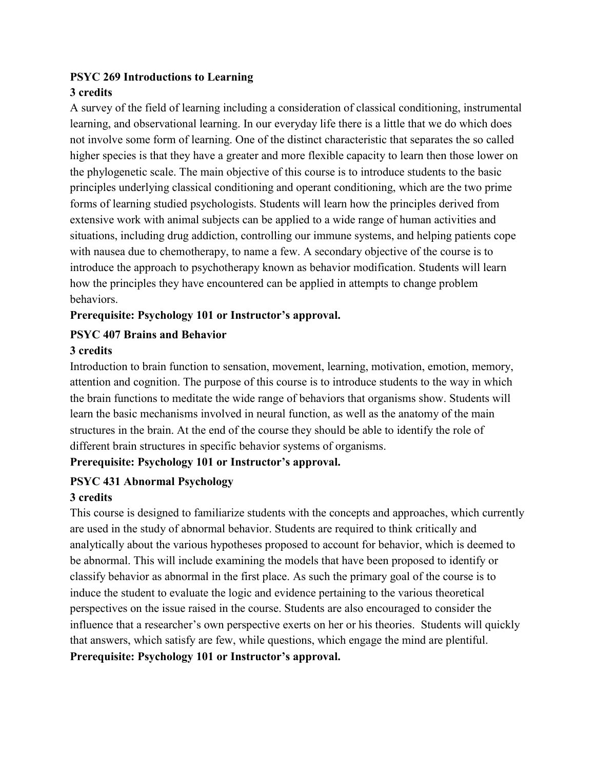**PSYC 269 Introductions to Learning**
**3 credits**

A survey of the field of learning including a consideration of classical conditioning, instrumental learning, and observational learning. In our everyday life there is a little that we do which does not involve some form of learning. One of the distinct characteristic that separates the so called higher species is that they have a greater and more flexible capacity to learn then those lower on the phylogenetic scale. The main objective of this course is to introduce students to the basic principles underlying classical conditioning and operant conditioning, which are the two prime forms of learning studied psychologists. Students will learn how the principles derived from extensive work with animal subjects can be applied to a wide range of human activities and situations, including drug addiction, controlling our immune systems, and helping patients cope with nausea due to chemotherapy, to name a few. A secondary objective of the course is to introduce the approach to psychotherapy known as behavior modification. Students will learn how the principles they have encountered can be applied in attempts to change problem behaviors.

**Prerequisite: Psychology 101 or Instructor's approval.**

**PSYC 407 Brains and Behavior**
**3 credits**

Introduction to brain function to sensation, movement, learning, motivation, emotion, memory, attention and cognition. The purpose of this course is to introduce students to the way in which the brain functions to meditate the wide range of behaviors that organisms show. Students will learn the basic mechanisms involved in neural function, as well as the anatomy of the main structures in the brain. At the end of the course they should be able to identify the role of different brain structures in specific behavior systems of organisms.

**Prerequisite: Psychology 101 or Instructor's approval.**

**PSYC 431 Abnormal Psychology**
**3 credits**

This course is designed to familiarize students with the concepts and approaches, which currently are used in the study of abnormal behavior. Students are required to think critically and analytically about the various hypotheses proposed to account for behavior, which is deemed to be abnormal. This will include examining the models that have been proposed to identify or classify behavior as abnormal in the first place. As such the primary goal of the course is to induce the student to evaluate the logic and evidence pertaining to the various theoretical perspectives on the issue raised in the course. Students are also encouraged to consider the influence that a researcher's own perspective exerts on her or his theories. Students will quickly that answers, which satisfy are few, while questions, which engage the mind are plentiful.

**Prerequisite: Psychology 101 or Instructor's approval.**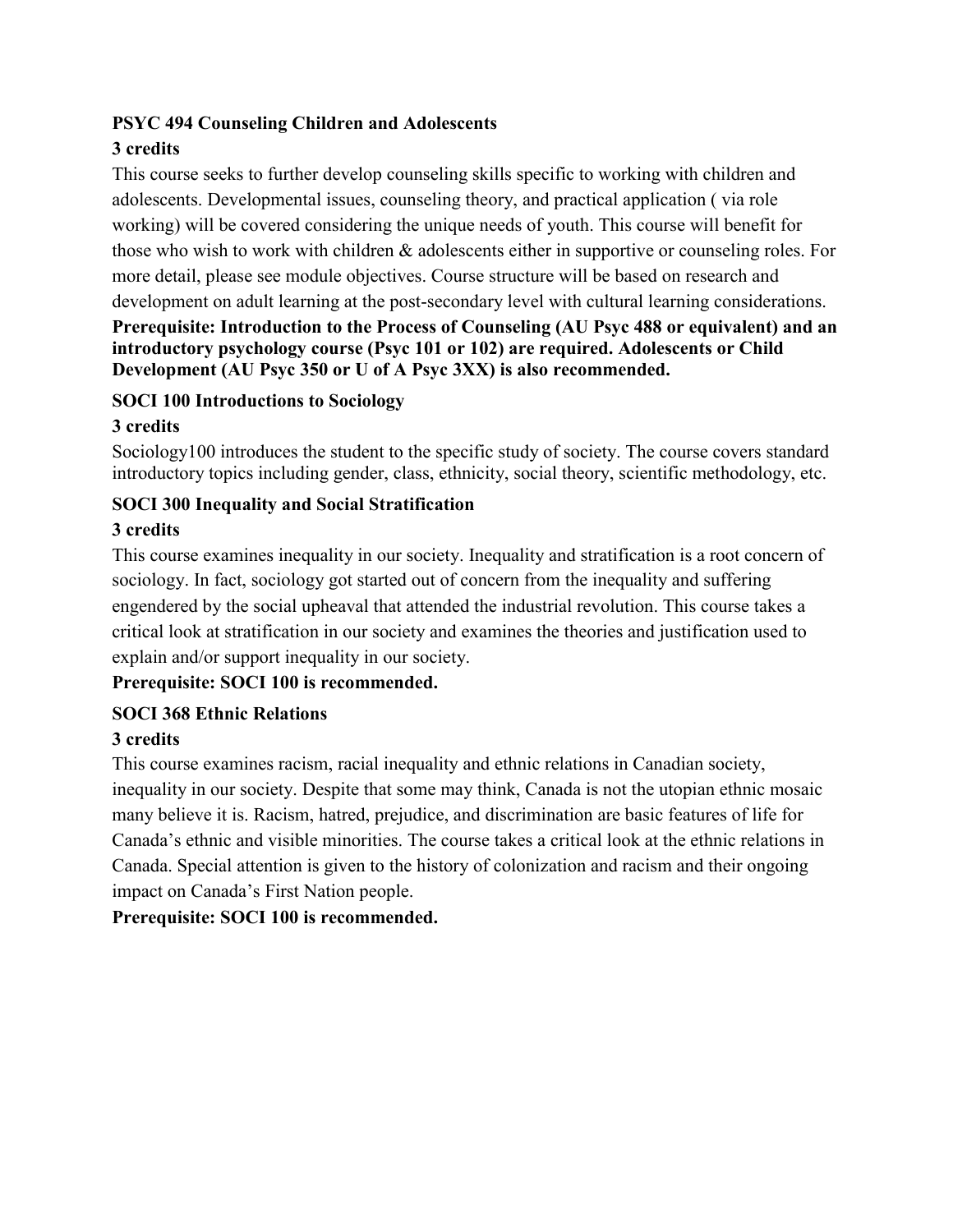**PSYC 494 Counseling Children and Adolescents**

**3 credits**

This course seeks to further develop counseling skills specific to working with children and adolescents. Developmental issues, counseling theory, and practical application ( via role working) will be covered considering the unique needs of youth. This course will benefit for those who wish to work with children & adolescents either in supportive or counseling roles. For more detail, please see module objectives. Course structure will be based on research and development on adult learning at the post-secondary level with cultural learning considerations.

**Prerequisite: Introduction to the Process of Counseling (AU Psyc 488 or equivalent) and an introductory psychology course (Psyc 101 or 102) are required. Adolescents or Child Development (AU Psyc 350 or U of A Psyc 3XX) is also recommended.**

**SOCI 100 Introductions to Sociology**

**3 credits**

Sociology100 introduces the student to the specific study of society. The course covers standard introductory topics including gender, class, ethnicity, social theory, scientific methodology, etc.

**SOCI 300 Inequality and Social Stratification**

**3 credits**

This course examines inequality in our society. Inequality and stratification is a root concern of sociology. In fact, sociology got started out of concern from the inequality and suffering engendered by the social upheaval that attended the industrial revolution. This course takes a critical look at stratification in our society and examines the theories and justification used to explain and/or support inequality in our society.

**Prerequisite: SOCI 100 is recommended.**

**SOCI 368 Ethnic Relations**

**3 credits**

This course examines racism, racial inequality and ethnic relations in Canadian society, inequality in our society. Despite that some may think, Canada is not the utopian ethnic mosaic many believe it is. Racism, hatred, prejudice, and discrimination are basic features of life for Canada's ethnic and visible minorities. The course takes a critical look at the ethnic relations in Canada. Special attention is given to the history of colonization and racism and their ongoing impact on Canada's First Nation people.

**Prerequisite: SOCI 100 is recommended.**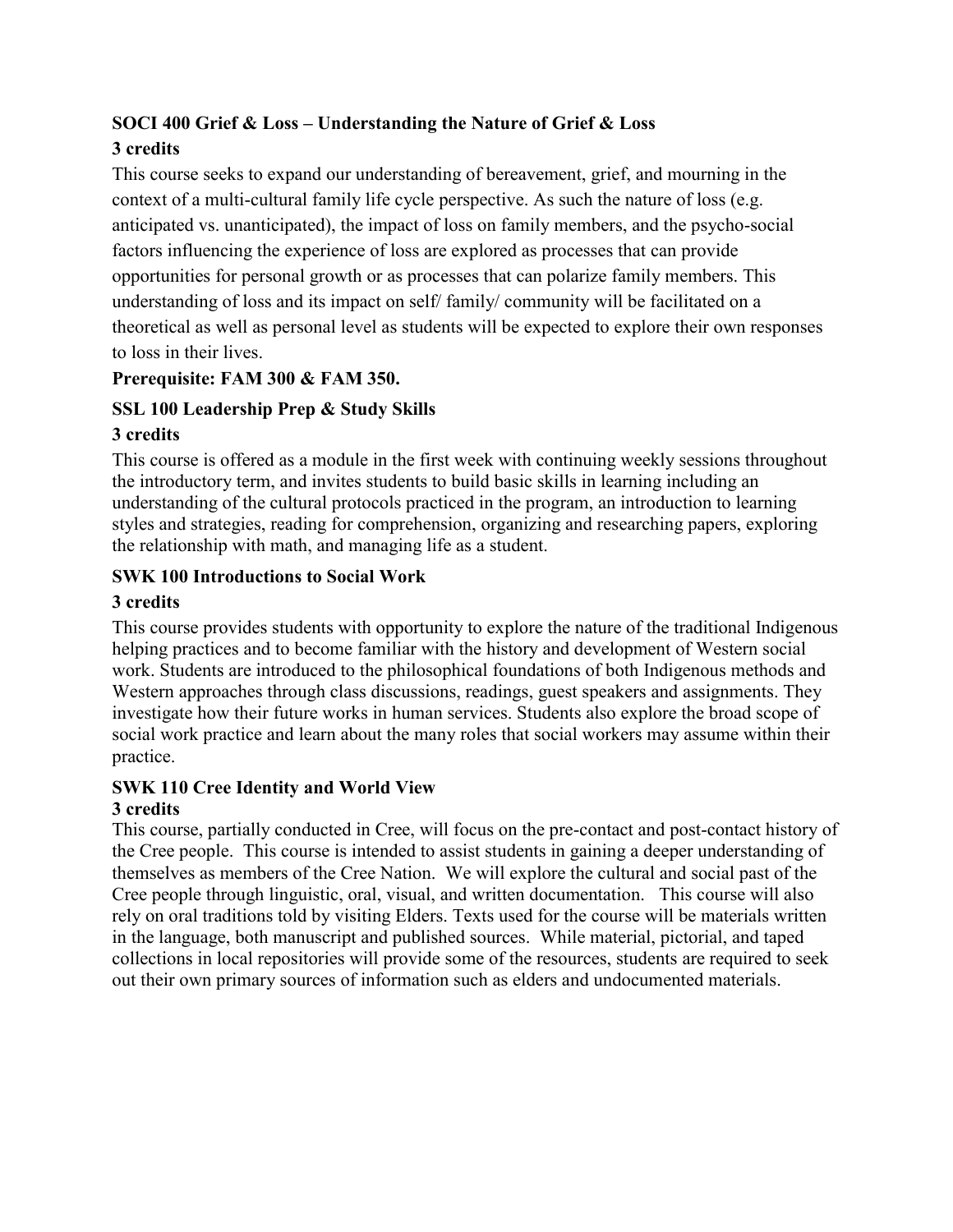**SOCI 400 Grief & Loss – Understanding the Nature of Grief & Loss**
**3 credits**

This course seeks to expand our understanding of bereavement, grief, and mourning in the context of a multi-cultural family life cycle perspective. As such the nature of loss (e.g. anticipated vs. unanticipated), the impact of loss on family members, and the psycho-social factors influencing the experience of loss are explored as processes that can provide opportunities for personal growth or as processes that can polarize family members. This understanding of loss and its impact on self/ family/ community will be facilitated on a theoretical as well as personal level as students will be expected to explore their own responses to loss in their lives.

**Prerequisite: FAM 300 & FAM 350.**

**SSL 100 Leadership Prep & Study Skills**

**3 credits**

This course is offered as a module in the first week with continuing weekly sessions throughout the introductory term, and invites students to build basic skills in learning including an understanding of the cultural protocols practiced in the program, an introduction to learning styles and strategies, reading for comprehension, organizing and researching papers, exploring the relationship with math, and managing life as a student.

**SWK 100 Introductions to Social Work**

**3 credits**

This course provides students with opportunity to explore the nature of the traditional Indigenous helping practices and to become familiar with the history and development of Western social work. Students are introduced to the philosophical foundations of both Indigenous methods and Western approaches through class discussions, readings, guest speakers and assignments. They investigate how their future works in human services. Students also explore the broad scope of social work practice and learn about the many roles that social workers may assume within their practice.

**SWK 110 Cree Identity and World View**
**3 credits**

This course, partially conducted in Cree, will focus on the pre-contact and post-contact history of the Cree people. This course is intended to assist students in gaining a deeper understanding of themselves as members of the Cree Nation. We will explore the cultural and social past of the Cree people through linguistic, oral, visual, and written documentation. This course will also rely on oral traditions told by visiting Elders. Texts used for the course will be materials written in the language, both manuscript and published sources. While material, pictorial, and taped collections in local repositories will provide some of the resources, students are required to seek out their own primary sources of information such as elders and undocumented materials.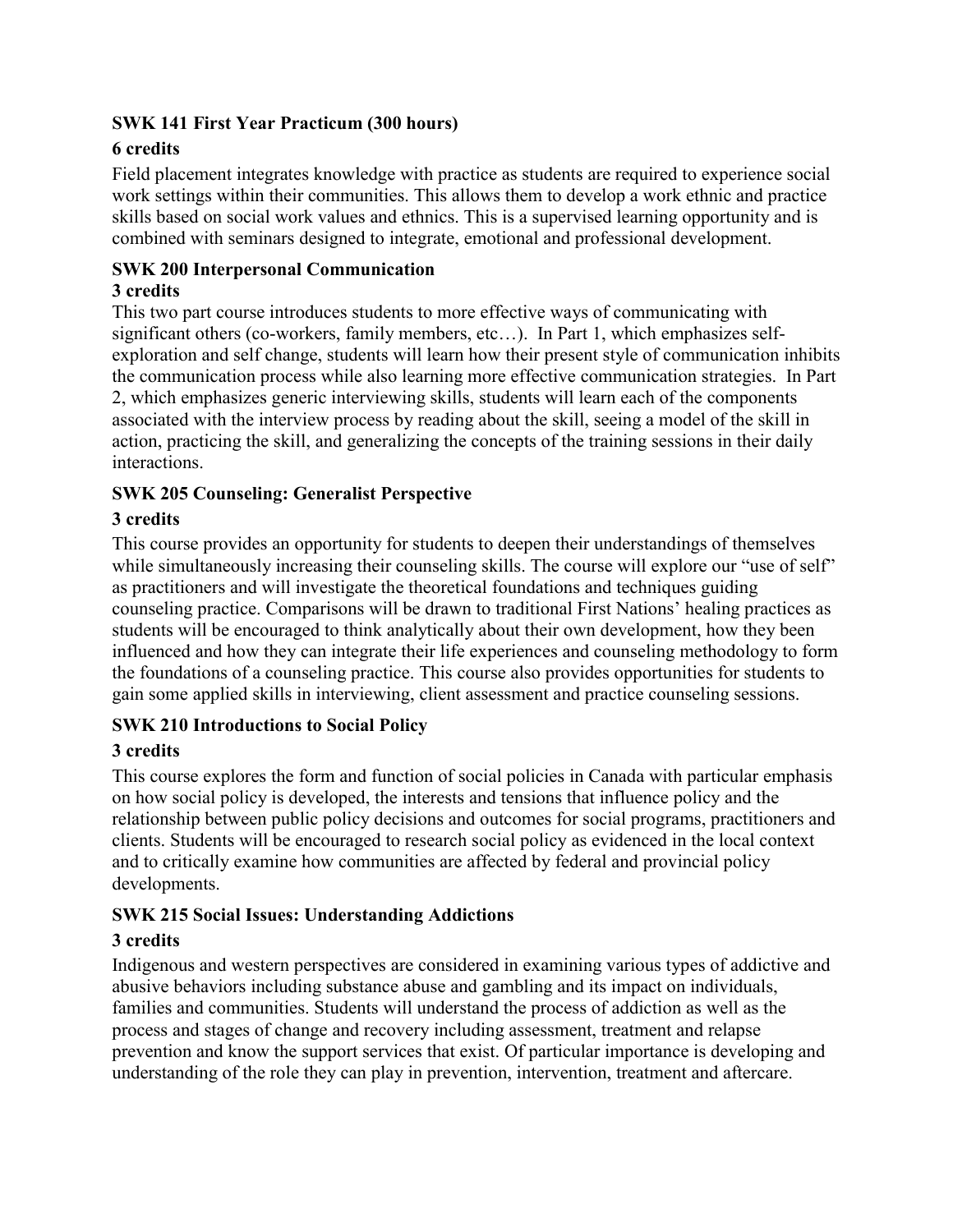**SWK 141 First Year Practicum (300 hours)**

**6 credits**

Field placement integrates knowledge with practice as students are required to experience social work settings within their communities. This allows them to develop a work ethnic and practice skills based on social work values and ethnics. This is a supervised learning opportunity and is combined with seminars designed to integrate, emotional and professional development.

**SWK 200 Interpersonal Communication**

**3 credits**

This two part course introduces students to more effective ways of communicating with significant others (co-workers, family members, etc…). In Part 1, which emphasizes self-exploration and self change, students will learn how their present style of communication inhibits the communication process while also learning more effective communication strategies. In Part 2, which emphasizes generic interviewing skills, students will learn each of the components associated with the interview process by reading about the skill, seeing a model of the skill in action, practicing the skill, and generalizing the concepts of the training sessions in their daily interactions.

**SWK 205 Counseling: Generalist Perspective**

**3 credits**

This course provides an opportunity for students to deepen their understandings of themselves while simultaneously increasing their counseling skills. The course will explore our "use of self" as practitioners and will investigate the theoretical foundations and techniques guiding counseling practice. Comparisons will be drawn to traditional First Nations' healing practices as students will be encouraged to think analytically about their own development, how they been influenced and how they can integrate their life experiences and counseling methodology to form the foundations of a counseling practice. This course also provides opportunities for students to gain some applied skills in interviewing, client assessment and practice counseling sessions.

**SWK 210 Introductions to Social Policy**

**3 credits**

This course explores the form and function of social policies in Canada with particular emphasis on how social policy is developed, the interests and tensions that influence policy and the relationship between public policy decisions and outcomes for social programs, practitioners and clients. Students will be encouraged to research social policy as evidenced in the local context and to critically examine how communities are affected by federal and provincial policy developments.

**SWK 215 Social Issues: Understanding Addictions**

**3 credits**

Indigenous and western perspectives are considered in examining various types of addictive and abusive behaviors including substance abuse and gambling and its impact on individuals, families and communities. Students will understand the process of addiction as well as the process and stages of change and recovery including assessment, treatment and relapse prevention and know the support services that exist. Of particular importance is developing and understanding of the role they can play in prevention, intervention, treatment and aftercare.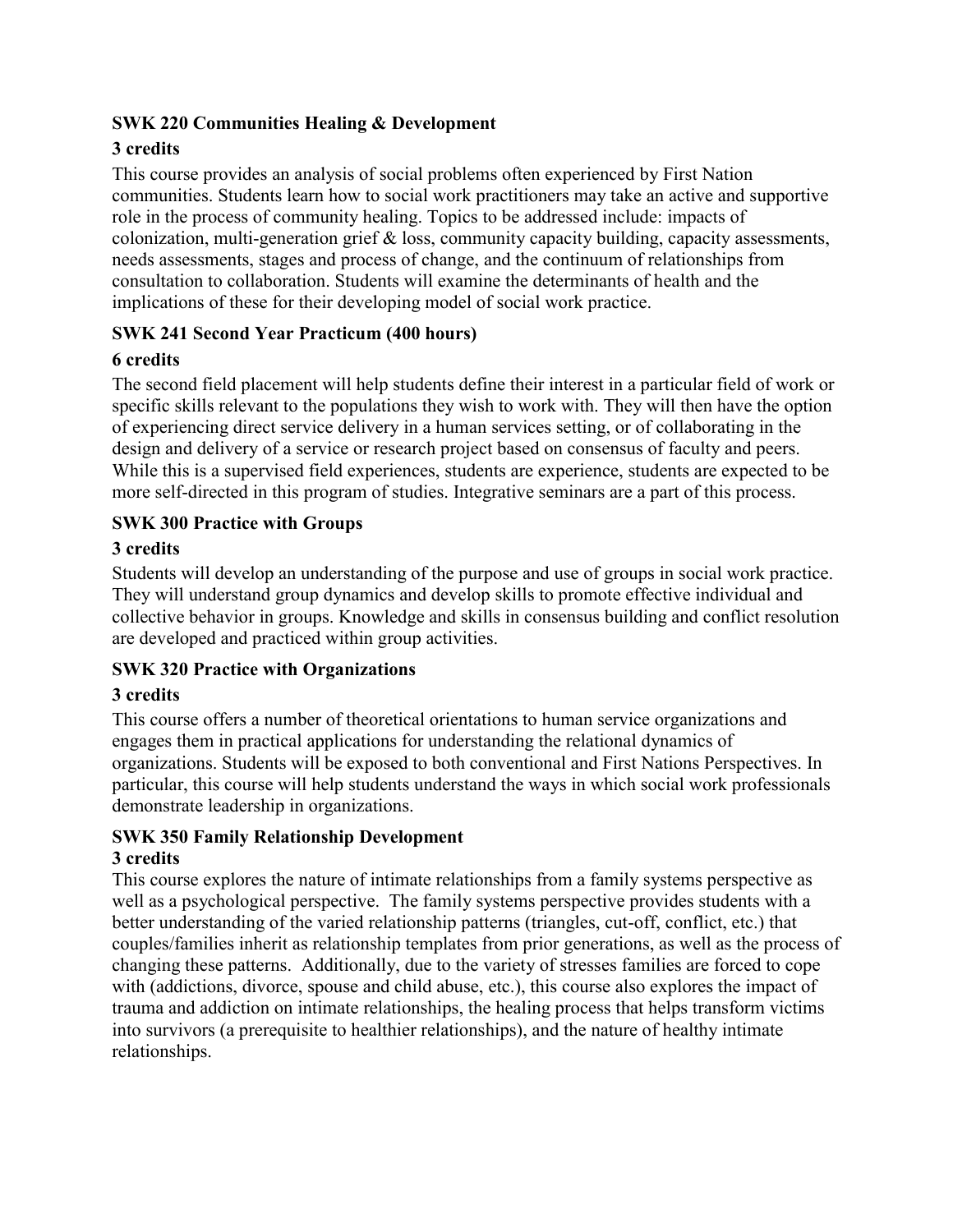**SWK 220 Communities Healing & Development**

**3 credits**

This course provides an analysis of social problems often experienced by First Nation communities. Students learn how to social work practitioners may take an active and supportive role in the process of community healing. Topics to be addressed include: impacts of colonization, multi-generation grief & loss, community capacity building, capacity assessments, needs assessments, stages and process of change, and the continuum of relationships from consultation to collaboration. Students will examine the determinants of health and the implications of these for their developing model of social work practice.

**SWK 241 Second Year Practicum (400 hours)**

**6 credits**

The second field placement will help students define their interest in a particular field of work or specific skills relevant to the populations they wish to work with. They will then have the option of experiencing direct service delivery in a human services setting, or of collaborating in the design and delivery of a service or research project based on consensus of faculty and peers. While this is a supervised field experiences, students are experience, students are expected to be more self-directed in this program of studies. Integrative seminars are a part of this process.

**SWK 300 Practice with Groups**

**3 credits**

Students will develop an understanding of the purpose and use of groups in social work practice. They will understand group dynamics and develop skills to promote effective individual and collective behavior in groups. Knowledge and skills in consensus building and conflict resolution are developed and practiced within group activities.

**SWK 320 Practice with Organizations**

**3 credits**

This course offers a number of theoretical orientations to human service organizations and engages them in practical applications for understanding the relational dynamics of organizations. Students will be exposed to both conventional and First Nations Perspectives. In particular, this course will help students understand the ways in which social work professionals demonstrate leadership in organizations.

**SWK 350 Family Relationship Development**

**3 credits**

This course explores the nature of intimate relationships from a family systems perspective as well as a psychological perspective. The family systems perspective provides students with a better understanding of the varied relationship patterns (triangles, cut-off, conflict, etc.) that couples/families inherit as relationship templates from prior generations, as well as the process of changing these patterns. Additionally, due to the variety of stresses families are forced to cope with (addictions, divorce, spouse and child abuse, etc.), this course also explores the impact of trauma and addiction on intimate relationships, the healing process that helps transform victims into survivors (a prerequisite to healthier relationships), and the nature of healthy intimate relationships.